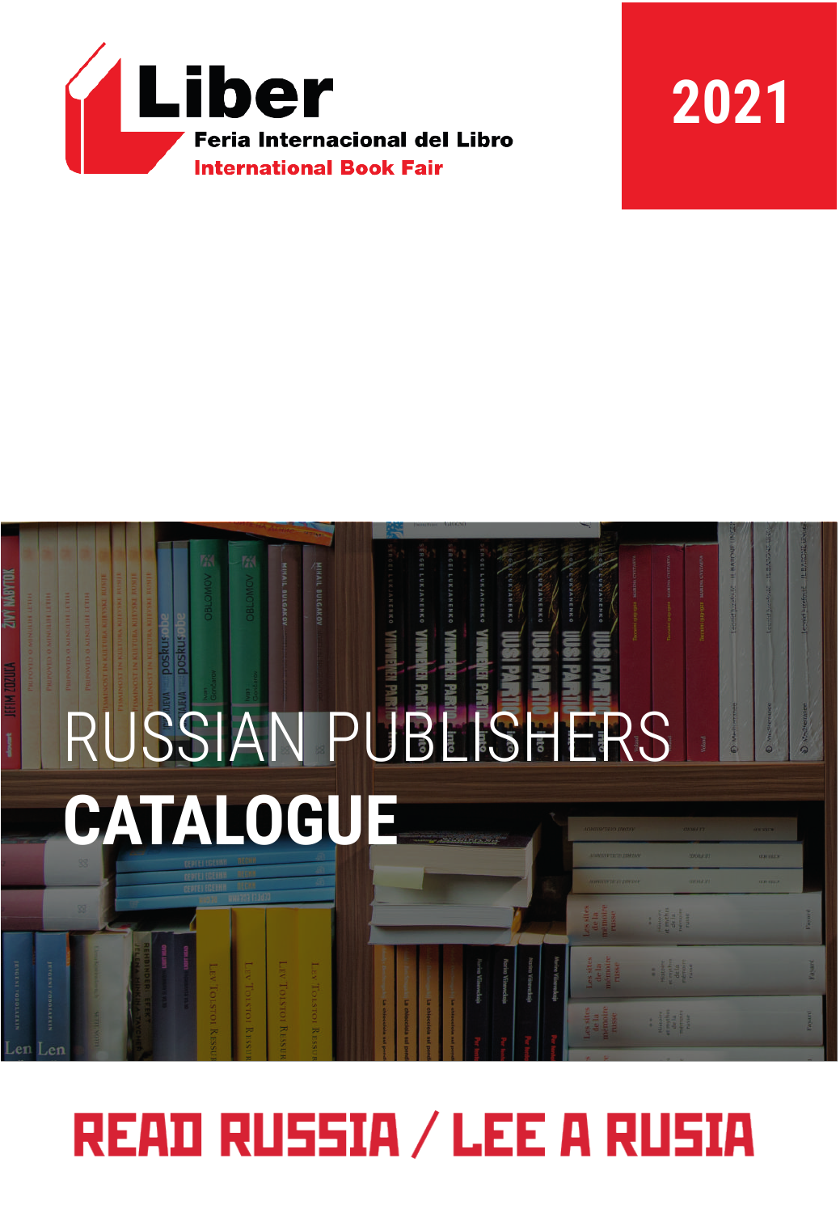# Liber

**Feria Internacional del Libro**

**International Book Fair**

# 2021

# RUSSIAN PUBLISHERS **CATALOGUE**

## READ RUSSIA / LEE A RUSIA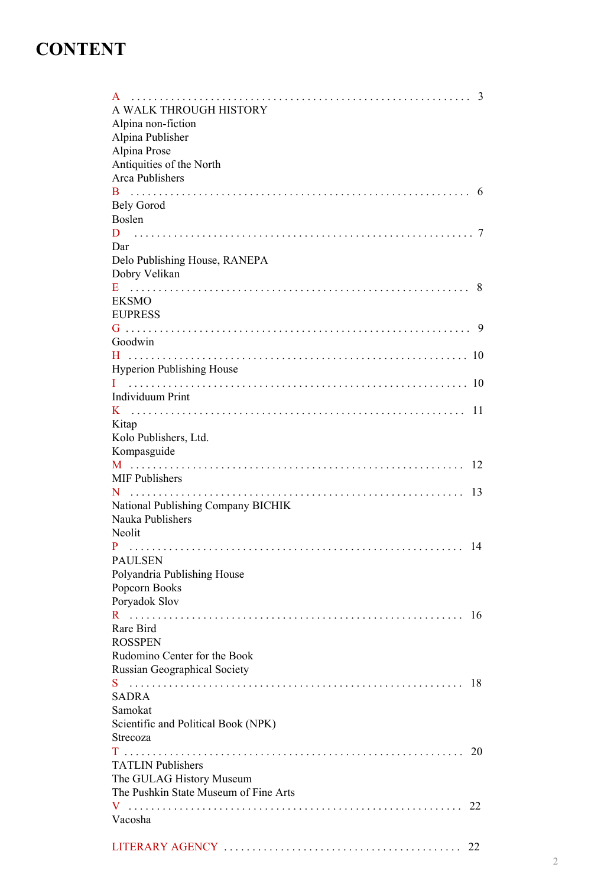# CONTENT

A . . . . . . . . . . . . . . . . . . . . . . . . . . . . . . . . . . . . . . . . . . . . . . . . . . . . . . . . . . . 3

A WALK THROUGH HISTORY
Alpina non-fiction
Alpina Publisher
Alpina Prose
Antiquities of the North
Arca Publishers

B . . . . . . . . . . . . . . . . . . . . . . . . . . . . . . . . . . . . . . . . . . . . . . . . . . . . . . . . . . . 6

Bely Gorod
Boslen

D . . . . . . . . . . . . . . . . . . . . . . . . . . . . . . . . . . . . . . . . . . . . . . . . . . . . . . . . . . . 7

Dar
Delo Publishing House, RANEPA
Dobry Velikan

E . . . . . . . . . . . . . . . . . . . . . . . . . . . . . . . . . . . . . . . . . . . . . . . . . . . . . . . . . . . 8

EKSMO
EUPRESS

G . . . . . . . . . . . . . . . . . . . . . . . . . . . . . . . . . . . . . . . . . . . . . . . . . . . . . . . . . . . 9

Goodwin

H . . . . . . . . . . . . . . . . . . . . . . . . . . . . . . . . . . . . . . . . . . . . . . . . . . . . . . . . . . . 10

Hyperion Publishing House

I . . . . . . . . . . . . . . . . . . . . . . . . . . . . . . . . . . . . . . . . . . . . . . . . . . . . . . . . . . . 10

Individuum Print

K . . . . . . . . . . . . . . . . . . . . . . . . . . . . . . . . . . . . . . . . . . . . . . . . . . . . . . . . . . . 11

Kitap
Kolo Publishers, Ltd.
Kompasguide

M . . . . . . . . . . . . . . . . . . . . . . . . . . . . . . . . . . . . . . . . . . . . . . . . . . . . . . . . . . . 12

MIF Publishers

N . . . . . . . . . . . . . . . . . . . . . . . . . . . . . . . . . . . . . . . . . . . . . . . . . . . . . . . . . . . 13

National Publishing Company BICHIK
Nauka Publishers
Neolit

P . . . . . . . . . . . . . . . . . . . . . . . . . . . . . . . . . . . . . . . . . . . . . . . . . . . . . . . . . . . 14

PAULSEN
Polyandria Publishing House
Popcorn Books
Poryadok Slov

R . . . . . . . . . . . . . . . . . . . . . . . . . . . . . . . . . . . . . . . . . . . . . . . . . . . . . . . . . . . 16

Rare Bird
ROSSPEN
Rudomino Center for the Book
Russian Geographical Society

S . . . . . . . . . . . . . . . . . . . . . . . . . . . . . . . . . . . . . . . . . . . . . . . . . . . . . . . . . . . 18

SADRA
Samokat
Scientific and Political Book (NPK)
Strecoza

T . . . . . . . . . . . . . . . . . . . . . . . . . . . . . . . . . . . . . . . . . . . . . . . . . . . . . . . . . . . 20

TATLIN Publishers
The GULAG History Museum
The Pushkin State Museum of Fine Arts

V . . . . . . . . . . . . . . . . . . . . . . . . . . . . . . . . . . . . . . . . . . . . . . . . . . . . . . . . . . . 22

Vacosha

LITERARY AGENCY . . . . . . . . . . . . . . . . . . . . . . . . . . . . . . . . . . . . . . . . . 22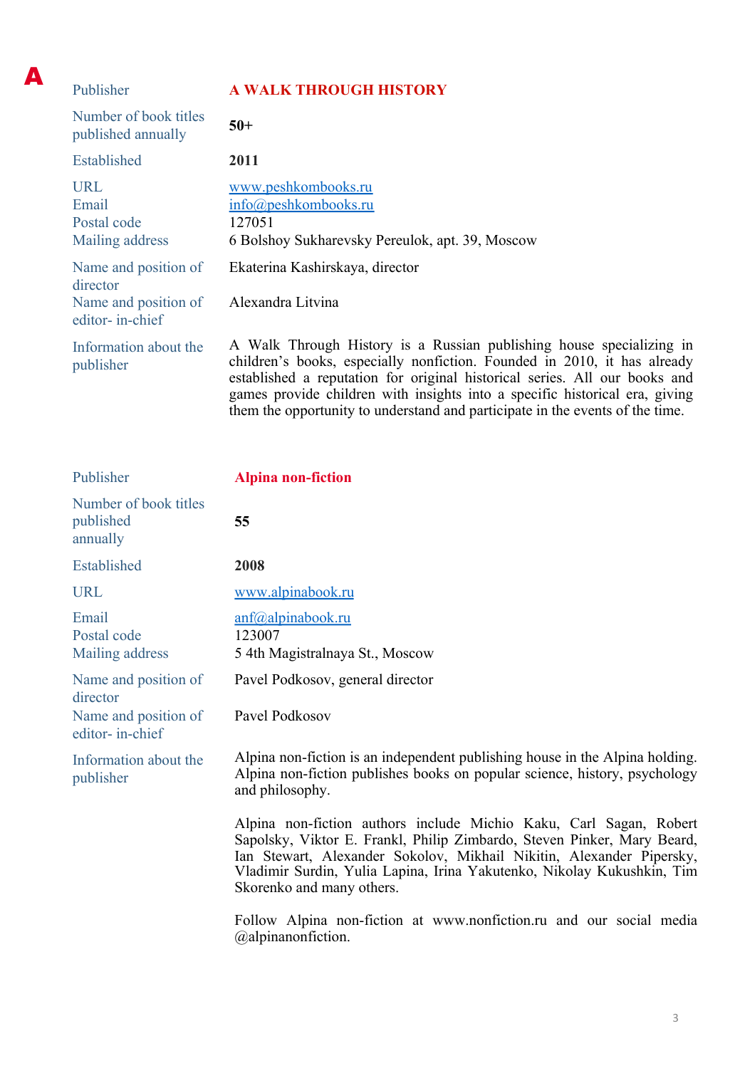# A

| | |
|---|---|
| Publisher | **A WALK THROUGH HISTORY** |
| Number of book titles published annually | **50+** |
| Established | **2011** |
| URL | www.peshkombooks.ru |
| Email | info@peshkombooks.ru |
| Postal code | 127051 |
| Mailing address | 6 Bolshoy Sukharevsky Pereulok, apt. 39, Moscow |
| Name and position of director | Ekaterina Kashirskaya, director |
| Name and position of editor- in-chief | Alexandra Litvina |
| Information about the publisher | A Walk Through History is a Russian publishing house specializing in children's books, especially nonfiction. Founded in 2010, it has already established a reputation for original historical series. All our books and games provide children with insights into a specific historical era, giving them the opportunity to understand and participate in the events of the time. |

| | |
|---|---|
| Publisher | **Alpina non-fiction** |
| Number of book titles published annually | **55** |
| Established | **2008** |
| URL | www.alpinabook.ru |
| Email | anf@alpinabook.ru |
| Postal code | 123007 |
| Mailing address | 5 4th Magistralnaya St., Moscow |
| Name and position of director | Pavel Podkosov, general director |
| Name and position of editor- in-chief | Pavel Podkosov |
| Information about the publisher | Alpina non-fiction is an independent publishing house in the Alpina holding. Alpina non-fiction publishes books on popular science, history, psychology and philosophy.<br><br>Alpina non-fiction authors include Michio Kaku, Carl Sagan, Robert Sapolsky, Viktor E. Frankl, Philip Zimbardo, Steven Pinker, Mary Beard, Ian Stewart, Alexander Sokolov, Mikhail Nikitin, Alexander Pipersky, Vladimir Surdin, Yulia Lapina, Irina Yakutenko, Nikolay Kukushkin, Tim Skorenko and many others.<br><br>Follow Alpina non-fiction at www.nonfiction.ru and our social media @alpinanonfiction. |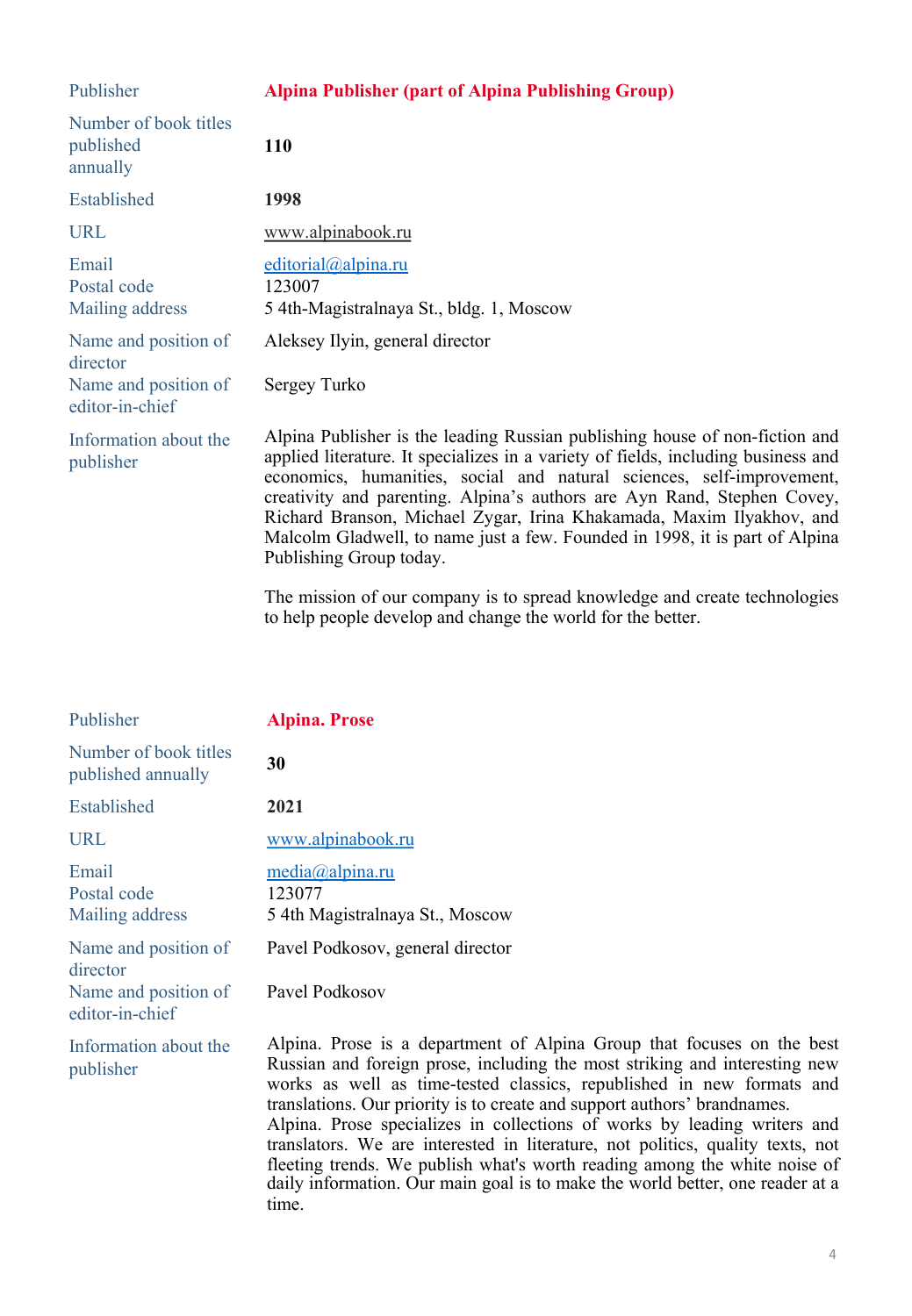| | |
|---|---|
| Publisher | **Alpina Publisher (part of Alpina Publishing Group)** |
| Number of book titles published annually | **110** |
| Established | **1998** |
| URL | www.alpinabook.ru |
| Email | editorial@alpina.ru |
| Postal code | 123007 |
| Mailing address | 5 4th-Magistralnaya St., bldg. 1, Moscow |
| Name and position of director | Aleksey Ilyin, general director |
| Name and position of editor-in-chief | Sergey Turko |
| Information about the publisher | Alpina Publisher is the leading Russian publishing house of non-fiction and applied literature. It specializes in a variety of fields, including business and economics, humanities, social and natural sciences, self-improvement, creativity and parenting. Alpina's authors are Ayn Rand, Stephen Covey, Richard Branson, Michael Zygar, Irina Khakamada, Maxim Ilyakhov, and Malcolm Gladwell, to name just a few. Founded in 1998, it is part of Alpina Publishing Group today.<br><br>The mission of our company is to spread knowledge and create technologies to help people develop and change the world for the better. |

| | |
|---|---|
| Publisher | **Alpina. Prose** |
| Number of book titles published annually | **30** |
| Established | **2021** |
| URL | www.alpinabook.ru |
| Email | media@alpina.ru |
| Postal code | 123077 |
| Mailing address | 5 4th Magistralnaya St., Moscow |
| Name and position of director | Pavel Podkosov, general director |
| Name and position of editor-in-chief | Pavel Podkosov |
| Information about the publisher | Alpina. Prose is a department of Alpina Group that focuses on the best Russian and foreign prose, including the most striking and interesting new works as well as time-tested classics, republished in new formats and translations. Our priority is to create and support authors' brandnames.<br>Alpina. Prose specializes in collections of works by leading writers and translators. We are interested in literature, not politics, quality texts, not fleeting trends. We publish what's worth reading among the white noise of daily information. Our main goal is to make the world better, one reader at a time. |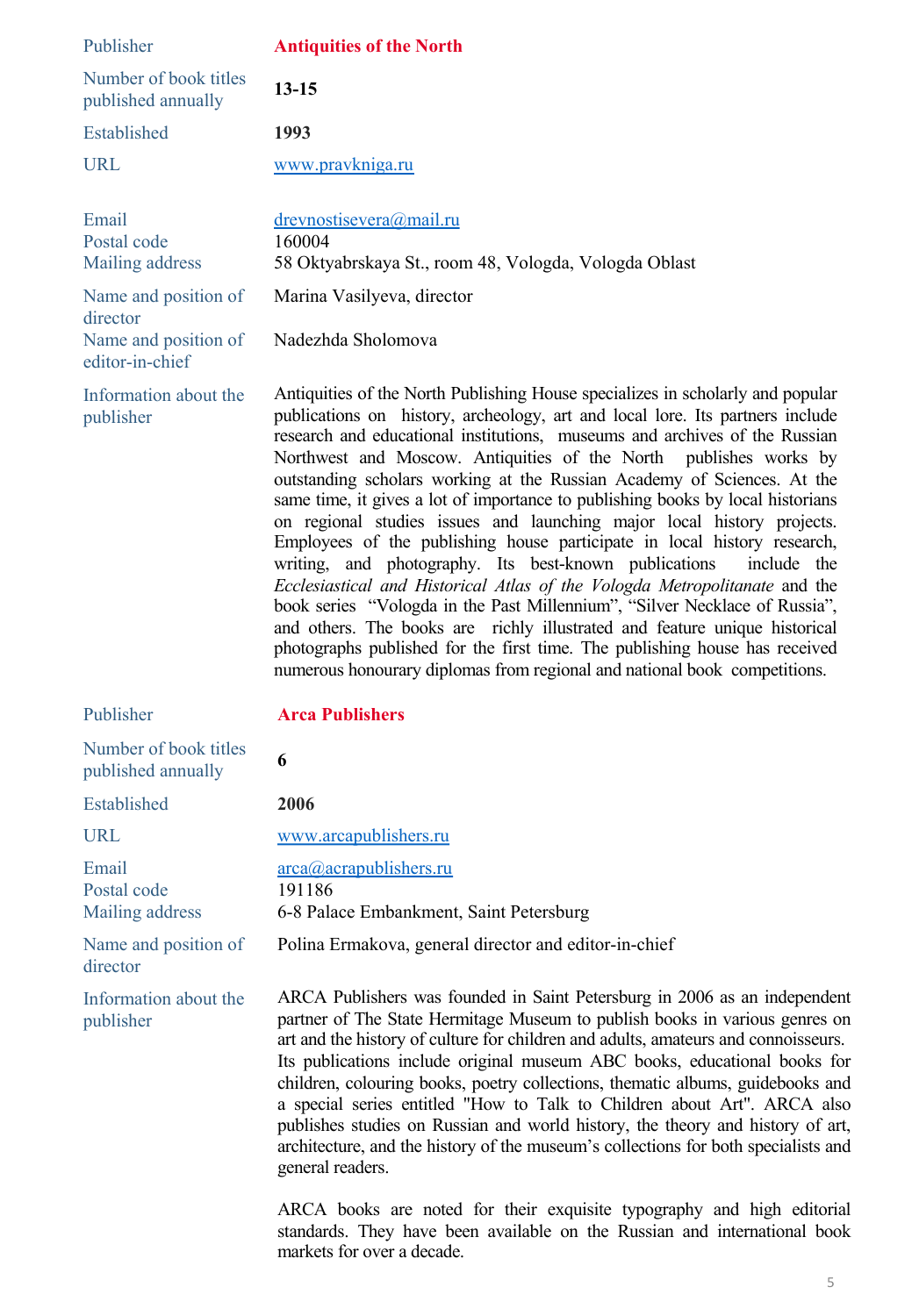| | |
|---|---|
| Publisher | **Antiquities of the North** |
| Number of book titles published annually | **13-15** |
| Established | **1993** |
| URL | www.pravkniga.ru |
| Email | drevnostisevera@mail.ru |
| Postal code | 160004 |
| Mailing address | 58 Oktyabrskaya St., room 48, Vologda, Vologda Oblast |
| Name and position of director | Marina Vasilyeva, director |
| Name and position of editor-in-chief | Nadezhda Sholomova |
| Information about the publisher | Antiquities of the North Publishing House specializes in scholarly and popular publications on history, archeology, art and local lore. Its partners include research and educational institutions, museums and archives of the Russian Northwest and Moscow. Antiquities of the North publishes works by outstanding scholars working at the Russian Academy of Sciences. At the same time, it gives a lot of importance to publishing books by local historians on regional studies issues and launching major local history projects. Employees of the publishing house participate in local history research, writing, and photography. Its best-known publications include the *Ecclesiastical and Historical Atlas of the Vologda Metropolitanate* and the book series "Vologda in the Past Millennium", "Silver Necklace of Russia", and others. The books are richly illustrated and feature unique historical photographs published for the first time. The publishing house has received numerous honourary diplomas from regional and national book competitions. |

| | |
|---|---|
| Publisher | **Arca Publishers** |
| Number of book titles published annually | **6** |
| Established | **2006** |
| URL | www.arcapublishers.ru |
| Email | arca@acrapublishers.ru |
| Postal code | 191186 |
| Mailing address | 6-8 Palace Embankment, Saint Petersburg |
| Name and position of director | Polina Ermakova, general director and editor-in-chief |
| Information about the publisher | ARCA Publishers was founded in Saint Petersburg in 2006 as an independent partner of The State Hermitage Museum to publish books in various genres on art and the history of culture for children and adults, amateurs and connoisseurs. Its publications include original museum ABC books, educational books for children, colouring books, poetry collections, thematic albums, guidebooks and a special series entitled "How to Talk to Children about Art". ARCA also publishes studies on Russian and world history, the theory and history of art, architecture, and the history of the museum's collections for both specialists and general readers.<br><br>ARCA books are noted for their exquisite typography and high editorial standards. They have been available on the Russian and international book markets for over a decade. |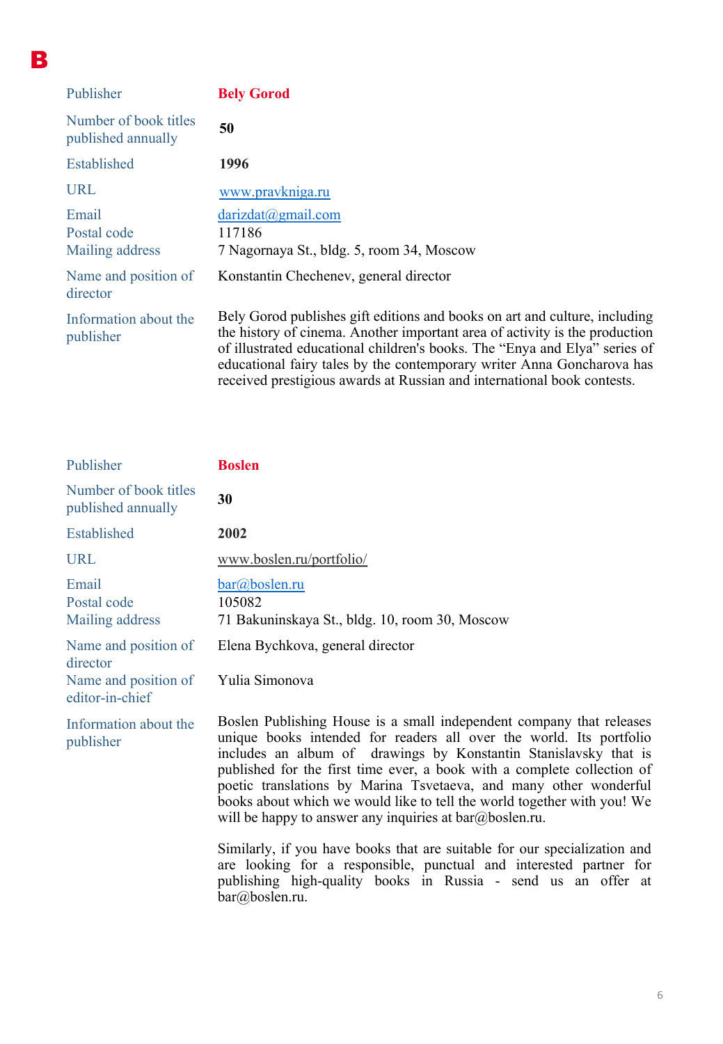# B

| | |
|---|---|
| Publisher | **Bely Gorod** |
| Number of book titles published annually | **50** |
| Established | **1996** |
| URL | www.pravkniga.ru |
| Email | darizdat@gmail.com |
| Postal code | 117186 |
| Mailing address | 7 Nagornaya St., bldg. 5, room 34, Moscow |
| Name and position of director | Konstantin Chechenev, general director |
| Information about the publisher | Bely Gorod publishes gift editions and books on art and culture, including the history of cinema. Another important area of activity is the production of illustrated educational children's books. The "Enya and Elya" series of educational fairy tales by the contemporary writer Anna Goncharova has received prestigious awards at Russian and international book contests. |

| | |
|---|---|
| Publisher | **Boslen** |
| Number of book titles published annually | **30** |
| Established | **2002** |
| URL | www.boslen.ru/portfolio/ |
| Email | bar@boslen.ru |
| Postal code | 105082 |
| Mailing address | 71 Bakuninskaya St., bldg. 10, room 30, Moscow |
| Name and position of director | Elena Bychkova, general director |
| Name and position of editor-in-chief | Yulia Simonova |
| Information about the publisher | Boslen Publishing House is a small independent company that releases unique books intended for readers all over the world. Its portfolio includes an album of drawings by Konstantin Stanislavsky that is published for the first time ever, a book with a complete collection of poetic translations by Marina Tsvetaeva, and many other wonderful books about which we would like to tell the world together with you! We will be happy to answer any inquiries at bar@boslen.ru.<br><br>Similarly, if you have books that are suitable for our specialization and are looking for a responsible, punctual and interested partner for publishing high-quality books in Russia - send us an offer at bar@boslen.ru. |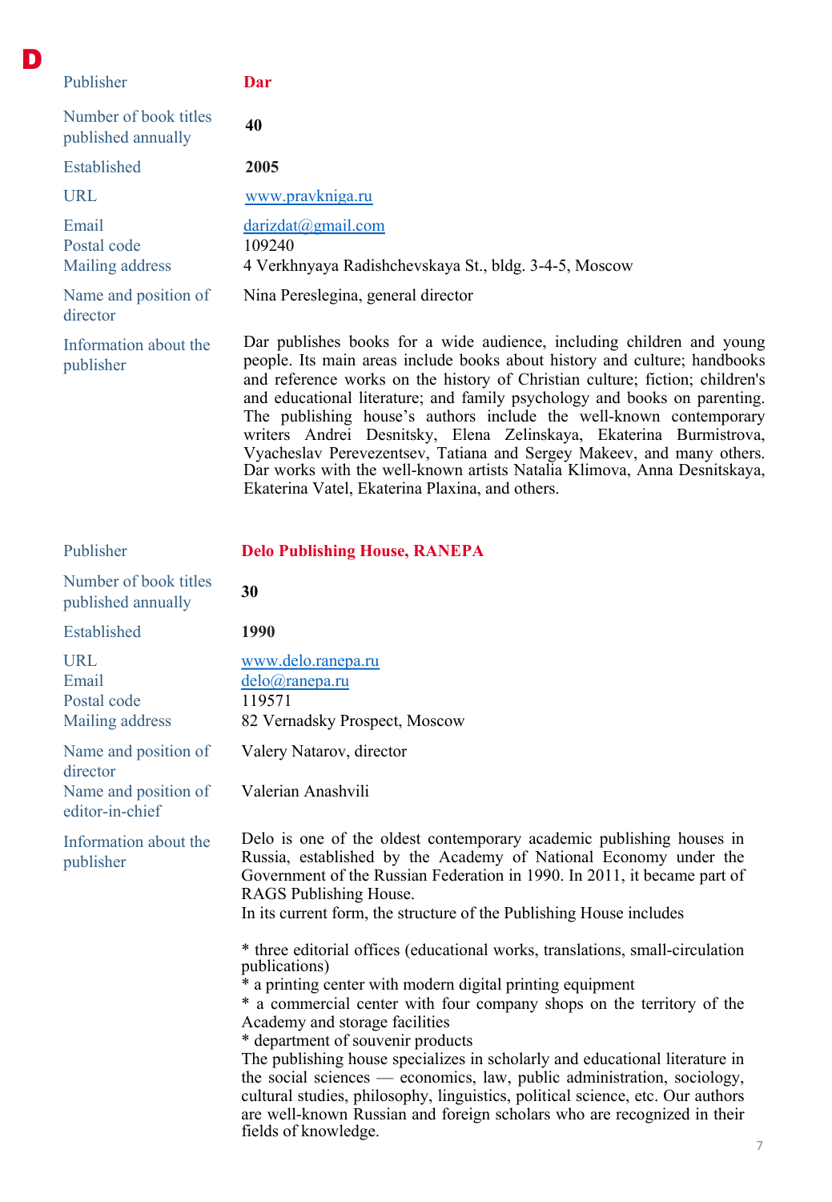# D

| | |
|---|---|
| Publisher | **Dar** |
| Number of book titles published annually | **40** |
| Established | **2005** |
| URL | www.pravkniga.ru |
| Email | darizdat@gmail.com |
| Postal code | 109240 |
| Mailing address | 4 Verkhnyaya Radishchevskaya St., bldg. 3-4-5, Moscow |
| Name and position of director | Nina Pereslegina, general director |
| Information about the publisher | Dar publishes books for a wide audience, including children and young people. Its main areas include books about history and culture; handbooks and reference works on the history of Christian culture; fiction; children's and educational literature; and family psychology and books on parenting. The publishing house's authors include the well-known contemporary writers Andrei Desnitsky, Elena Zelinskaya, Ekaterina Burmistrova, Vyacheslav Perevezentsev, Tatiana and Sergey Makeev, and many others. Dar works with the well-known artists Natalia Klimova, Anna Desnitskaya, Ekaterina Vatel, Ekaterina Plaxina, and others. |

| | |
|---|---|
| Publisher | **Delo Publishing House, RANEPA** |
| Number of book titles published annually | **30** |
| Established | **1990** |
| URL | www.delo.ranepa.ru |
| Email | delo@ranepa.ru |
| Postal code | 119571 |
| Mailing address | 82 Vernadsky Prospect, Moscow |
| Name and position of director | Valery Natarov, director |
| Name and position of editor-in-chief | Valerian Anashvili |
| Information about the publisher | Delo is one of the oldest contemporary academic publishing houses in Russia, established by the Academy of National Economy under the Government of the Russian Federation in 1990. In 2011, it became part of RAGS Publishing House.<br>In its current form, the structure of the Publishing House includes<br><br>* three editorial offices (educational works, translations, small-circulation publications)<br>* a printing center with modern digital printing equipment<br>* a commercial center with four company shops on the territory of the Academy and storage facilities<br>* department of souvenir products<br>The publishing house specializes in scholarly and educational literature in the social sciences — economics, law, public administration, sociology, cultural studies, philosophy, linguistics, political science, etc. Our authors are well-known Russian and foreign scholars who are recognized in their fields of knowledge. |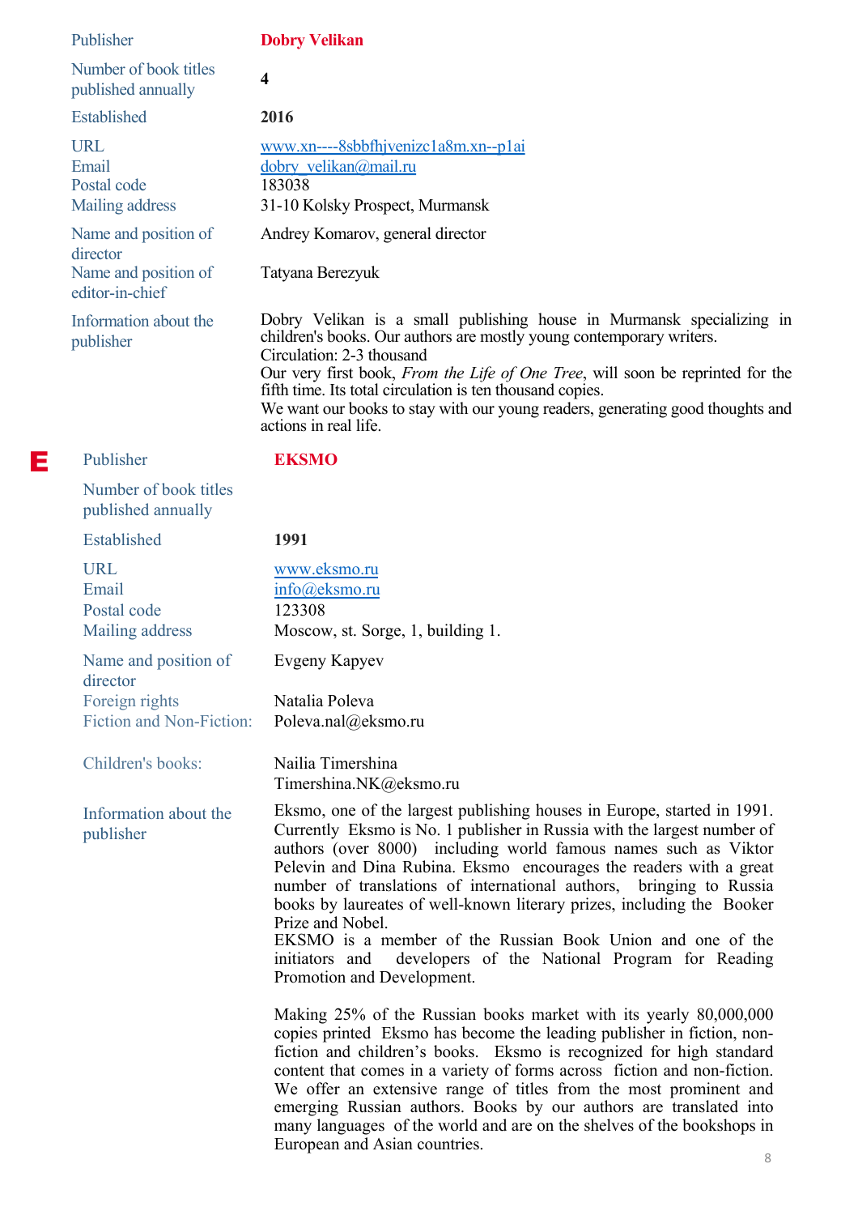| | |
|---|---|
| Publisher | **Dobry Velikan** |
| Number of book titles published annually | **4** |
| Established | **2016** |
| URL | www.xn----8sbbfhjvenizc1a8m.xn--p1ai |
| Email | dobry_velikan@mail.ru |
| Postal code | 183038 |
| Mailing address | 31-10 Kolsky Prospect, Murmansk |
| Name and position of director | Andrey Komarov, general director |
| Name and position of editor-in-chief | Tatyana Berezyuk |
| Information about the publisher | Dobry Velikan is a small publishing house in Murmansk specializing in children's books. Our authors are mostly young contemporary writers.<br>Circulation: 2-3 thousand<br>Our very first book, *From the Life of One Tree*, will soon be reprinted for the fifth time. Its total circulation is ten thousand copies.<br>We want our books to stay with our young readers, generating good thoughts and actions in real life. |

**E**

| | |
|---|---|
| Publisher | **EKSMO** |
| Number of book titles published annually | |
| Established | **1991** |
| URL | www.eksmo.ru |
| Email | info@eksmo.ru |
| Postal code | 123308 |
| Mailing address | Moscow, st. Sorge, 1, building 1. |
| Name and position of director | Evgeny Kapyev |
| Foreign rights Fiction and Non-Fiction: | Natalia Poleva<br>Poleva.nal@eksmo.ru |
| Children's books: | Nailia Timershina<br>Timershina.NK@eksmo.ru |
| Information about the publisher | Eksmo, one of the largest publishing houses in Europe, started in 1991. Currently Eksmo is No. 1 publisher in Russia with the largest number of authors (over 8000) including world famous names such as Viktor Pelevin and Dina Rubina. Eksmo encourages the readers with a great number of translations of international authors, bringing to Russia books by laureates of well-known literary prizes, including the Booker Prize and Nobel.<br>EKSMO is a member of the Russian Book Union and one of the initiators and developers of the National Program for Reading Promotion and Development.<br><br>Making 25% of the Russian books market with its yearly 80,000,000 copies printed Eksmo has become the leading publisher in fiction, non-fiction and children's books. Eksmo is recognized for high standard content that comes in a variety of forms across fiction and non-fiction. We offer an extensive range of titles from the most prominent and emerging Russian authors. Books by our authors are translated into many languages of the world and are on the shelves of the bookshops in European and Asian countries. |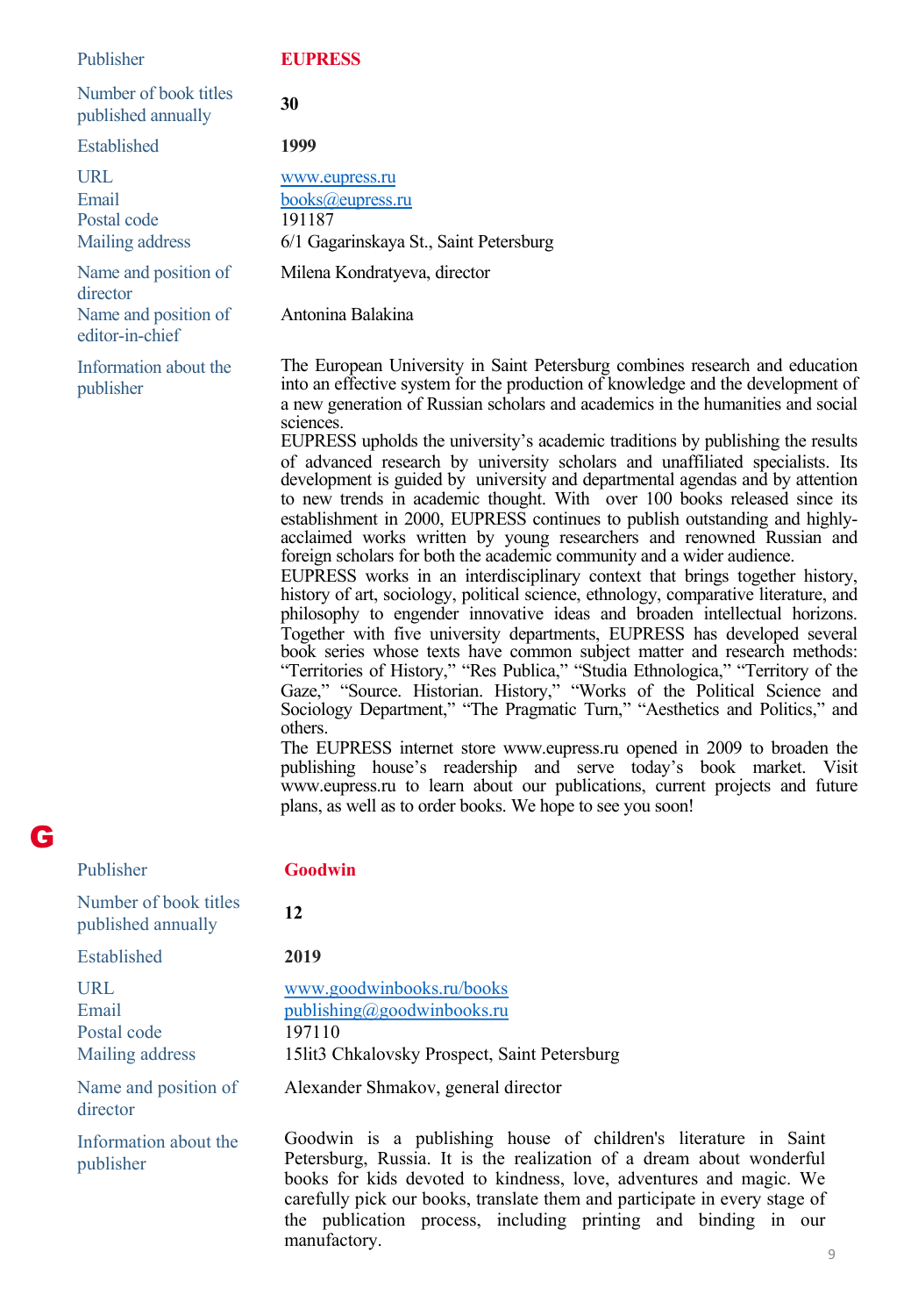| | |
|---|---|
| Publisher | **EUPRESS** |
| Number of book titles published annually | **30** |
| Established | **1999** |
| URL | www.eupress.ru |
| Email | books@eupress.ru |
| Postal code | 191187 |
| Mailing address | 6/1 Gagarinskaya St., Saint Petersburg |
| Name and position of director | Milena Kondratyeva, director |
| Name and position of editor-in-chief | Antonina Balakina |
| Information about the publisher | The European University in Saint Petersburg combines research and education into an effective system for the production of knowledge and the development of a new generation of Russian scholars and academics in the humanities and social sciences.<br>EUPRESS upholds the university's academic traditions by publishing the results of advanced research by university scholars and unaffiliated specialists. Its development is guided by university and departmental agendas and by attention to new trends in academic thought. With over 100 books released since its establishment in 2000, EUPRESS continues to publish outstanding and highly-acclaimed works written by young researchers and renowned Russian and foreign scholars for both the academic community and a wider audience.<br>EUPRESS works in an interdisciplinary context that brings together history, history of art, sociology, political science, ethnology, comparative literature, and philosophy to engender innovative ideas and broaden intellectual horizons. Together with five university departments, EUPRESS has developed several book series whose texts have common subject matter and research methods: "Territories of History," "Res Publica," "Studia Ethnologica," "Territory of the Gaze," "Source. Historian. History," "Works of the Political Science and Sociology Department," "The Pragmatic Turn," "Aesthetics and Politics," and others.<br>The EUPRESS internet store www.eupress.ru opened in 2009 to broaden the publishing house's readership and serve today's book market. Visit www.eupress.ru to learn about our publications, current projects and future plans, as well as to order books. We hope to see you soon! |

# G

| | |
|---|---|
| Publisher | **Goodwin** |
| Number of book titles published annually | **12** |
| Established | **2019** |
| URL | www.goodwinbooks.ru/books |
| Email | publishing@goodwinbooks.ru |
| Postal code | 197110 |
| Mailing address | 15lit3 Chkalovsky Prospect, Saint Petersburg |
| Name and position of director | Alexander Shmakov, general director |
| Information about the publisher | Goodwin is a publishing house of children's literature in Saint Petersburg, Russia. It is the realization of a dream about wonderful books for kids devoted to kindness, love, adventures and magic. We carefully pick our books, translate them and participate in every stage of the publication process, including printing and binding in our manufactory. |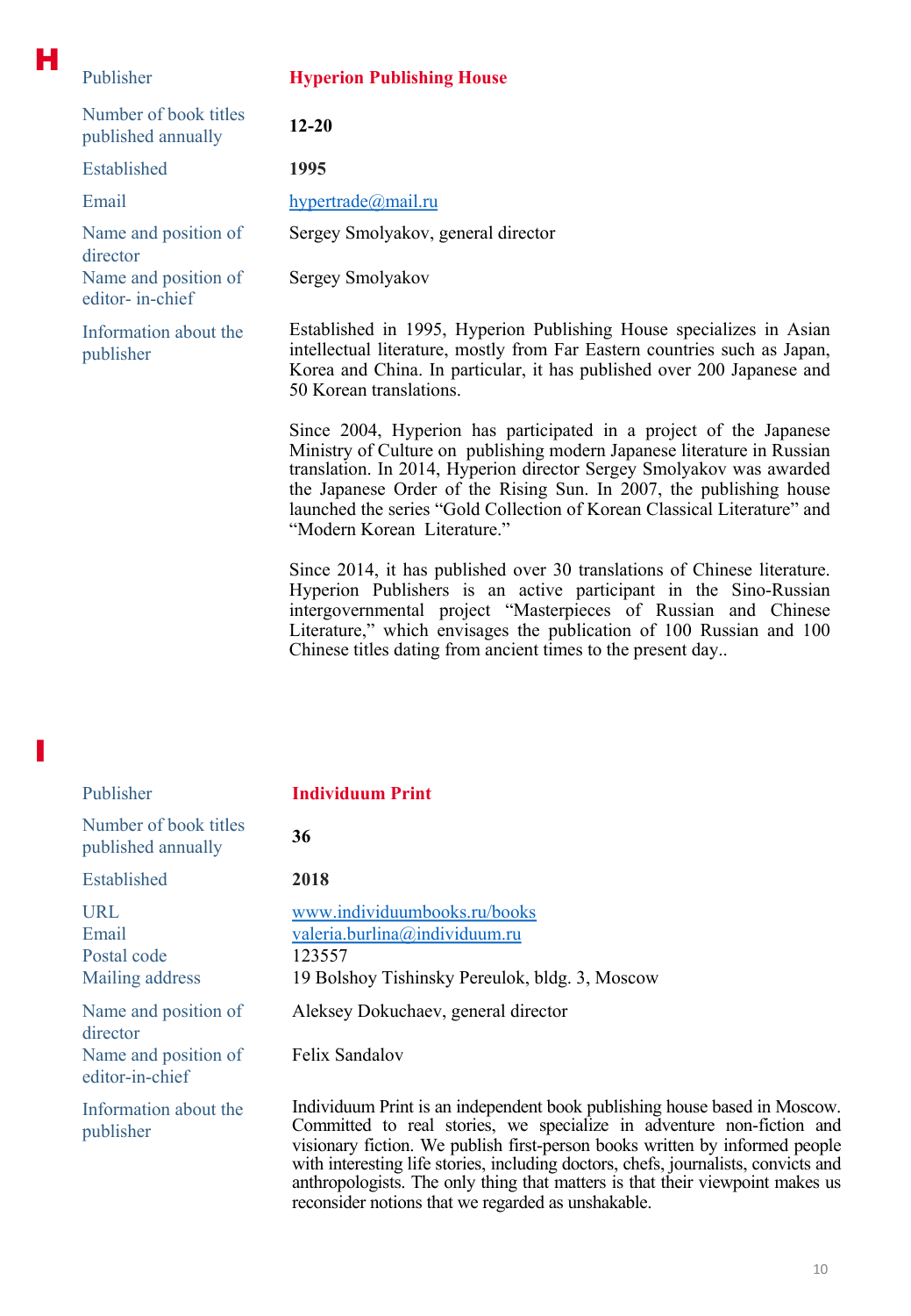# H

| | |
|---|---|
| Publisher | **Hyperion Publishing House** |
| Number of book titles published annually | **12-20** |
| Established | **1995** |
| Email | hypertrade@mail.ru |
| Name and position of director | Sergey Smolyakov, general director |
| Name and position of editor- in-chief | Sergey Smolyakov |
| Information about the publisher | Established in 1995, Hyperion Publishing House specializes in Asian intellectual literature, mostly from Far Eastern countries such as Japan, Korea and China. In particular, it has published over 200 Japanese and 50 Korean translations.<br><br>Since 2004, Hyperion has participated in a project of the Japanese Ministry of Culture on publishing modern Japanese literature in Russian translation. In 2014, Hyperion director Sergey Smolyakov was awarded the Japanese Order of the Rising Sun. In 2007, the publishing house launched the series "Gold Collection of Korean Classical Literature" and "Modern Korean Literature."<br><br>Since 2014, it has published over 30 translations of Chinese literature. Hyperion Publishers is an active participant in the Sino-Russian intergovernmental project "Masterpieces of Russian and Chinese Literature," which envisages the publication of 100 Russian and 100 Chinese titles dating from ancient times to the present day.. |

# I

| | |
|---|---|
| Publisher | **Individuum Print** |
| Number of book titles published annually | **36** |
| Established | **2018** |
| URL | www.individuumbooks.ru/books |
| Email | valeria.burlina@individuum.ru |
| Postal code | 123557 |
| Mailing address | 19 Bolshoy Tishinsky Pereulok, bldg. 3, Moscow |
| Name and position of director | Aleksey Dokuchaev, general director |
| Name and position of editor-in-chief | Felix Sandalov |
| Information about the publisher | Individuum Print is an independent book publishing house based in Moscow. Committed to real stories, we specialize in adventure non-fiction and visionary fiction. We publish first-person books written by informed people with interesting life stories, including doctors, chefs, journalists, convicts and anthropologists. The only thing that matters is that their viewpoint makes us reconsider notions that we regarded as unshakable. |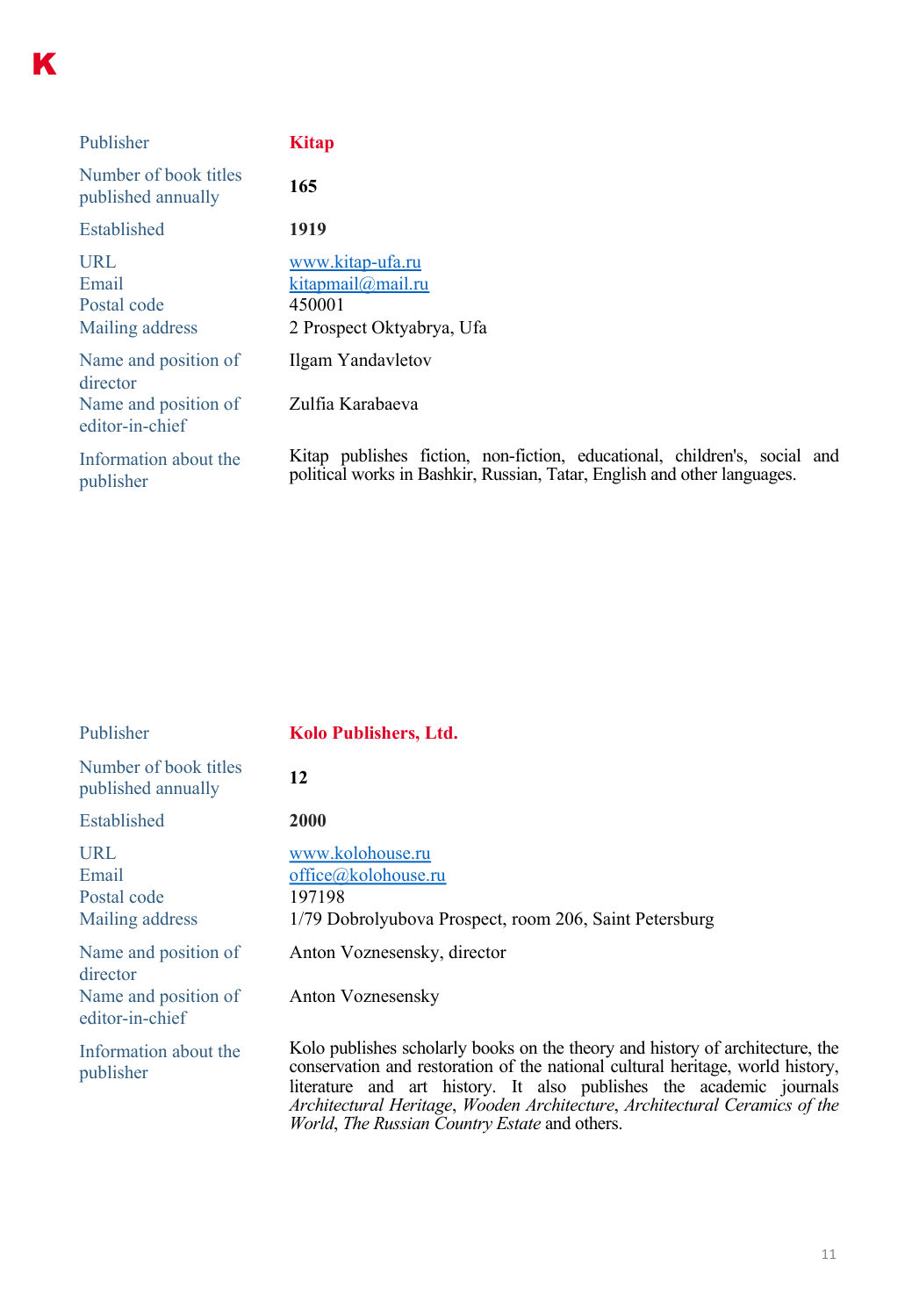# K

| | |
|---|---|
| Publisher | **Kitap** |
| Number of book titles published annually | **165** |
| Established | **1919** |
| URL | www.kitap-ufa.ru |
| Email | kitapmail@mail.ru |
| Postal code | 450001 |
| Mailing address | 2 Prospect Oktyabrya, Ufa |
| Name and position of director | Ilgam Yandavletov |
| Name and position of editor-in-chief | Zulfia Karabaeva |
| Information about the publisher | Kitap publishes fiction, non-fiction, educational, children's, social and political works in Bashkir, Russian, Tatar, English and other languages. |

| | |
|---|---|
| Publisher | **Kolo Publishers, Ltd.** |
| Number of book titles published annually | **12** |
| Established | **2000** |
| URL | www.kolohouse.ru |
| Email | office@kolohouse.ru |
| Postal code | 197198 |
| Mailing address | 1/79 Dobrolyubova Prospect, room 206, Saint Petersburg |
| Name and position of director | Anton Voznesensky, director |
| Name and position of editor-in-chief | Anton Voznesensky |
| Information about the publisher | Kolo publishes scholarly books on the theory and history of architecture, the conservation and restoration of the national cultural heritage, world history, literature and art history. It also publishes the academic journals *Architectural Heritage*, *Wooden Architecture*, *Architectural Ceramics of the World*, *The Russian Country Estate* and others. |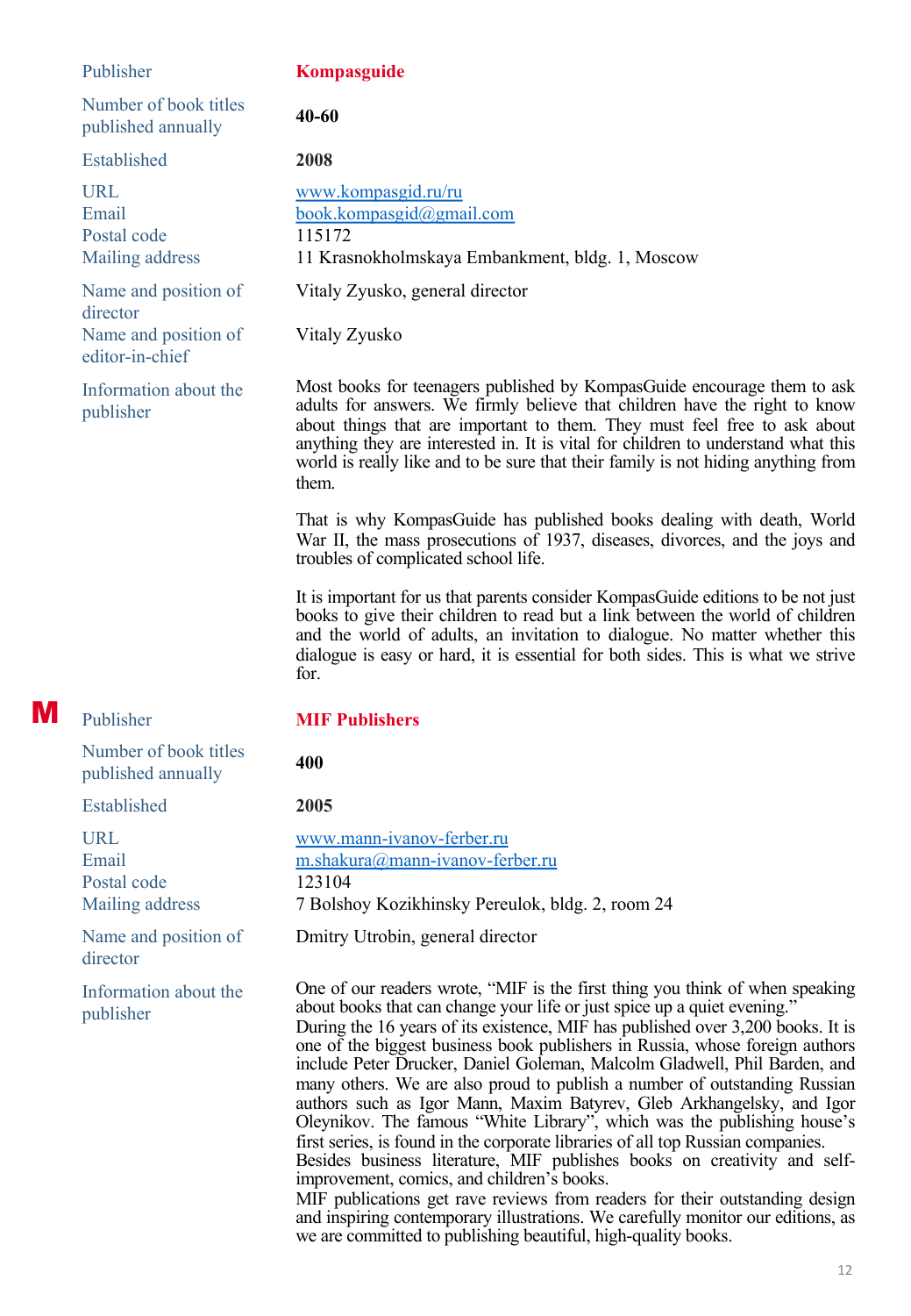| | |
|---|---|
| Publisher | **Kompasguide** |
| Number of book titles published annually | **40-60** |
| Established | **2008** |
| URL | www.kompasgid.ru/ru |
| Email | book.kompasgid@gmail.com |
| Postal code | 115172 |
| Mailing address | 11 Krasnokholmskaya Embankment, bldg. 1, Moscow |
| Name and position of director | Vitaly Zyusko, general director |
| Name and position of editor-in-chief | Vitaly Zyusko |
| Information about the publisher | Most books for teenagers published by KompasGuide encourage them to ask adults for answers. We firmly believe that children have the right to know about things that are important to them. They must feel free to ask about anything they are interested in. It is vital for children to understand what this world is really like and to be sure that their family is not hiding anything from them.<br><br>That is why KompasGuide has published books dealing with death, World War II, the mass prosecutions of 1937, diseases, divorces, and the joys and troubles of complicated school life.<br><br>It is important for us that parents consider KompasGuide editions to be not just books to give their children to read but a link between the world of children and the world of adults, an invitation to dialogue. No matter whether this dialogue is easy or hard, it is essential for both sides. This is what we strive for. |

**M**

| | |
|---|---|
| Publisher | **MIF Publishers** |
| Number of book titles published annually | **400** |
| Established | **2005** |
| URL | www.mann-ivanov-ferber.ru |
| Email | m.shakura@mann-ivanov-ferber.ru |
| Postal code | 123104 |
| Mailing address | 7 Bolshoy Kozikhinsky Pereulok, bldg. 2, room 24 |
| Name and position of director | Dmitry Utrobin, general director |
| Information about the publisher | One of our readers wrote, “MIF is the first thing you think of when speaking about books that can change your life or just spice up a quiet evening.”<br>During the 16 years of its existence, MIF has published over 3,200 books. It is one of the biggest business book publishers in Russia, whose foreign authors include Peter Drucker, Daniel Goleman, Malcolm Gladwell, Phil Barden, and many others. We are also proud to publish a number of outstanding Russian authors such as Igor Mann, Maxim Batyrev, Gleb Arkhangelsky, and Igor Oleynikov. The famous “White Library”, which was the publishing house’s first series, is found in the corporate libraries of all top Russian companies.<br>Besides business literature, MIF publishes books on creativity and self-improvement, comics, and children’s books.<br>MIF publications get rave reviews from readers for their outstanding design and inspiring contemporary illustrations. We carefully monitor our editions, as we are committed to publishing beautiful, high-quality books. |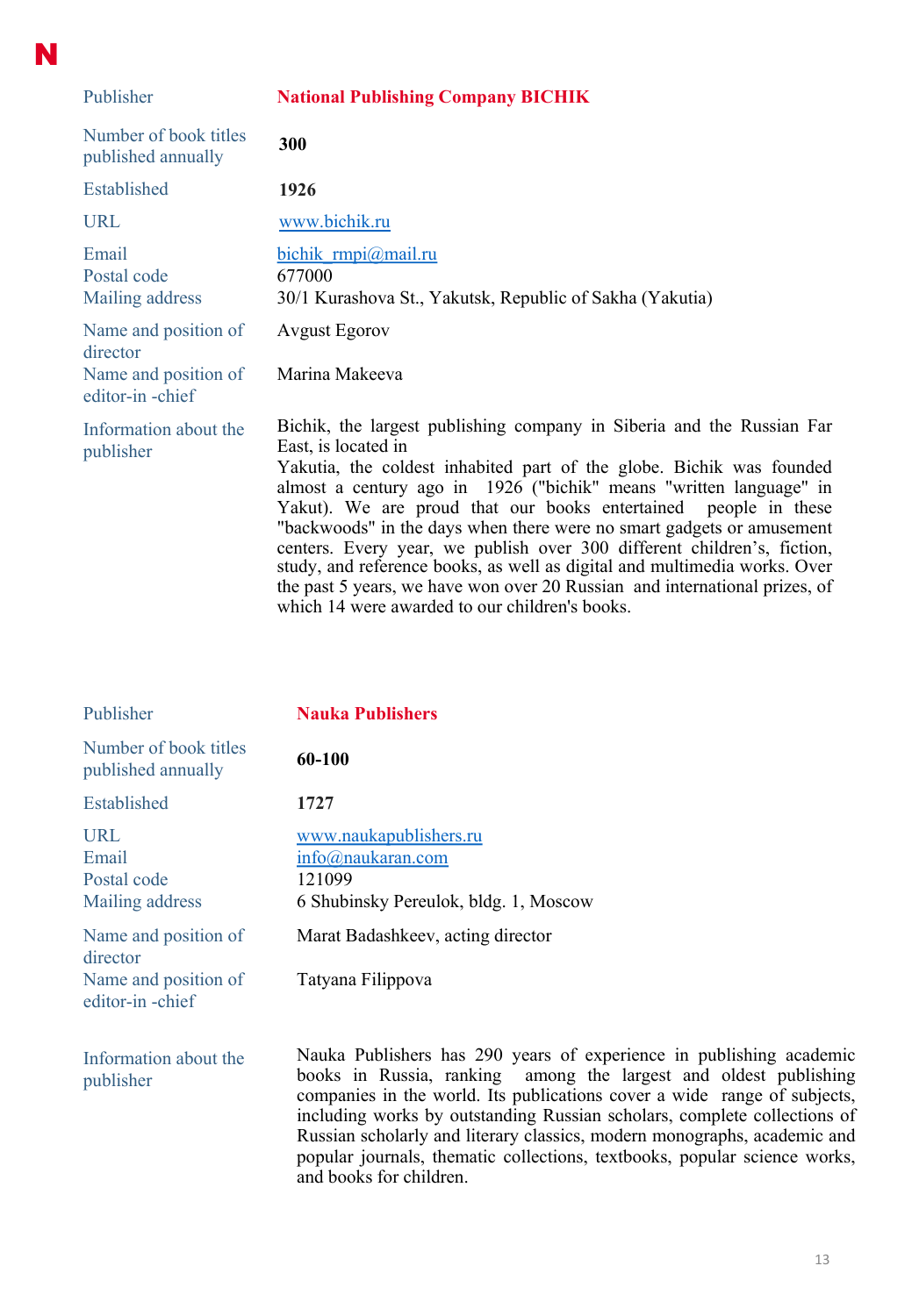| Publisher | **National Publishing Company BICHIK** |
|---|---|
| Number of book titles published annually | **300** |
| Established | **1926** |
| URL | www.bichik.ru |
| Email | bichik_rmpi@mail.ru |
| Postal code | 677000 |
| Mailing address | 30/1 Kurashova St., Yakutsk, Republic of Sakha (Yakutia) |
| Name and position of director | Avgust Egorov |
| Name and position of editor-in -chief | Marina Makeeva |
| Information about the publisher | Bichik, the largest publishing company in Siberia and the Russian Far East, is located in Yakutia, the coldest inhabited part of the globe. Bichik was founded almost a century ago in 1926 ("bichik" means "written language" in Yakut). We are proud that our books entertained people in these "backwoods" in the days when there were no smart gadgets or amusement centers. Every year, we publish over 300 different children's, fiction, study, and reference books, as well as digital and multimedia works. Over the past 5 years, we have won over 20 Russian and international prizes, of which 14 were awarded to our children's books. |

| Publisher | **Nauka Publishers** |
|---|---|
| Number of book titles published annually | **60-100** |
| Established | **1727** |
| URL | www.naukapublishers.ru |
| Email | info@naukaran.com |
| Postal code | 121099 |
| Mailing address | 6 Shubinsky Pereulok, bldg. 1, Moscow |
| Name and position of director | Marat Badashkeev, acting director |
| Name and position of editor-in -chief | Tatyana Filippova |
| Information about the publisher | Nauka Publishers has 290 years of experience in publishing academic books in Russia, ranking among the largest and oldest publishing companies in the world. Its publications cover a wide range of subjects, including works by outstanding Russian scholars, complete collections of Russian scholarly and literary classics, modern monographs, academic and popular journals, thematic collections, textbooks, popular science works, and books for children. |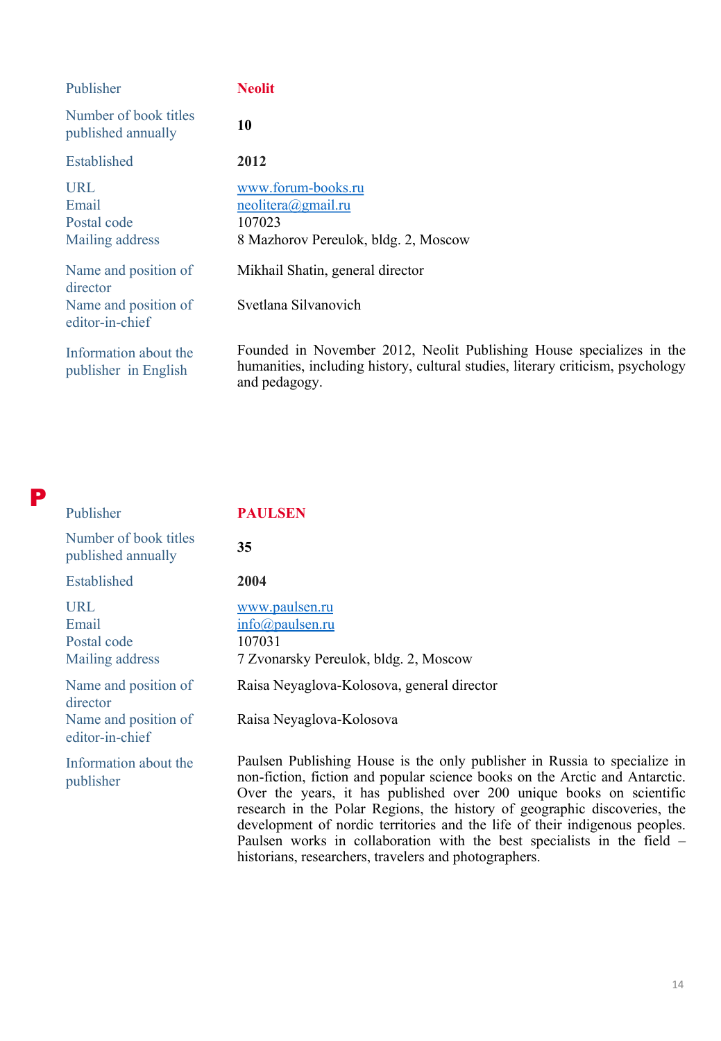| | |
|---|---|
| Publisher | **Neolit** |
| Number of book titles published annually | **10** |
| Established | **2012** |
| URL | www.forum-books.ru |
| Email | neolitera@gmail.ru |
| Postal code | 107023 |
| Mailing address | 8 Mazhorov Pereulok, bldg. 2, Moscow |
| Name and position of director | Mikhail Shatin, general director |
| Name and position of editor-in-chief | Svetlana Silvanovich |
| Information about the publisher in English | Founded in November 2012, Neolit Publishing House specializes in the humanities, including history, cultural studies, literary criticism, psychology and pedagogy. |

# P

| | |
|---|---|
| Publisher | **PAULSEN** |
| Number of book titles published annually | **35** |
| Established | **2004** |
| URL | www.paulsen.ru |
| Email | info@paulsen.ru |
| Postal code | 107031 |
| Mailing address | 7 Zvonarsky Pereulok, bldg. 2, Moscow |
| Name and position of director | Raisa Neyaglova-Kolosova, general director |
| Name and position of editor-in-chief | Raisa Neyaglova-Kolosova |
| Information about the publisher | Paulsen Publishing House is the only publisher in Russia to specialize in non-fiction, fiction and popular science books on the Arctic and Antarctic. Over the years, it has published over 200 unique books on scientific research in the Polar Regions, the history of geographic discoveries, the development of nordic territories and the life of their indigenous peoples. Paulsen works in collaboration with the best specialists in the field – historians, researchers, travelers and photographers. |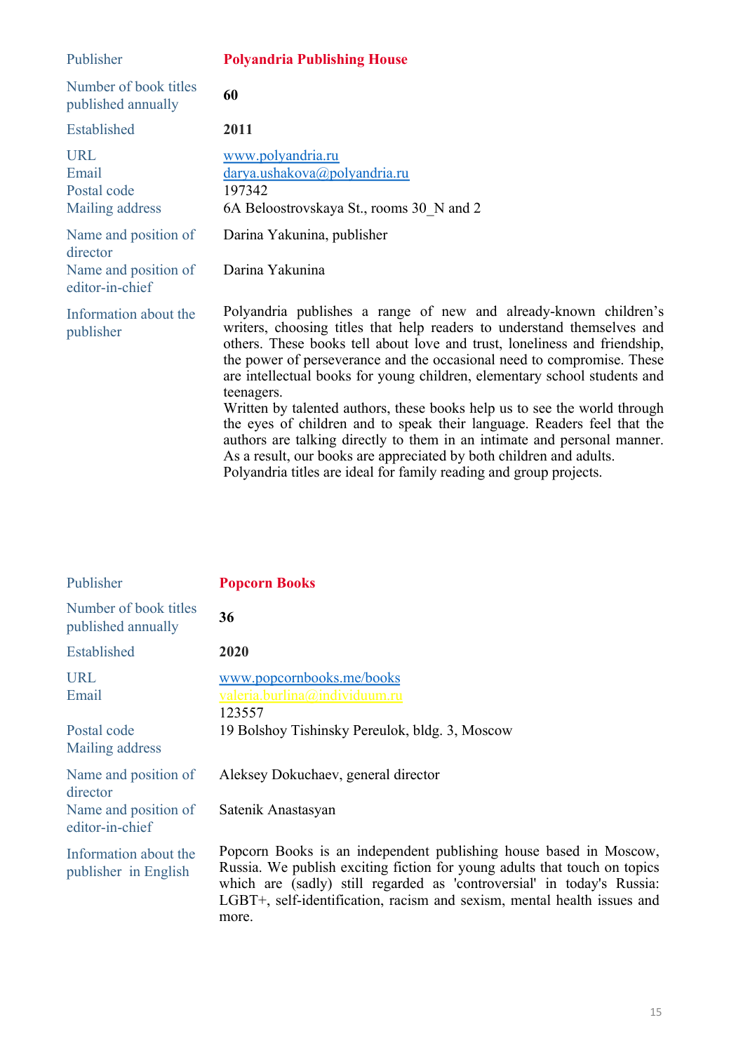| | |
|---|---|
| Publisher | **Polyandria Publishing House** |
| Number of book titles published annually | **60** |
| Established | **2011** |
| URL | www.polyandria.ru |
| Email | darya.ushakova@polyandria.ru |
| Postal code | 197342 |
| Mailing address | 6A Beloostrovskaya St., rooms 30_N and 2 |
| Name and position of director | Darina Yakunina, publisher |
| Name and position of editor-in-chief | Darina Yakunina |
| Information about the publisher | Polyandria publishes a range of new and already-known children's writers, choosing titles that help readers to understand themselves and others. These books tell about love and trust, loneliness and friendship, the power of perseverance and the occasional need to compromise. These are intellectual books for young children, elementary school students and teenagers.<br>Written by talented authors, these books help us to see the world through the eyes of children and to speak their language. Readers feel that the authors are talking directly to them in an intimate and personal manner. As a result, our books are appreciated by both children and adults.<br>Polyandria titles are ideal for family reading and group projects. |

| | |
|---|---|
| Publisher | **Popcorn Books** |
| Number of book titles published annually | **36** |
| Established | **2020** |
| URL | www.popcornbooks.me/books |
| Email | valeria.burlina@individuum.ru |
| Postal code | 123557 |
| Mailing address | 19 Bolshoy Tishinsky Pereulok, bldg. 3, Moscow |
| Name and position of director | Aleksey Dokuchaev, general director |
| Name and position of editor-in-chief | Satenik Anastasyan |
| Information about the publisher in English | Popcorn Books is an independent publishing house based in Moscow, Russia. We publish exciting fiction for young adults that touch on topics which are (sadly) still regarded as 'controversial' in today's Russia: LGBT+, self-identification, racism and sexism, mental health issues and more. |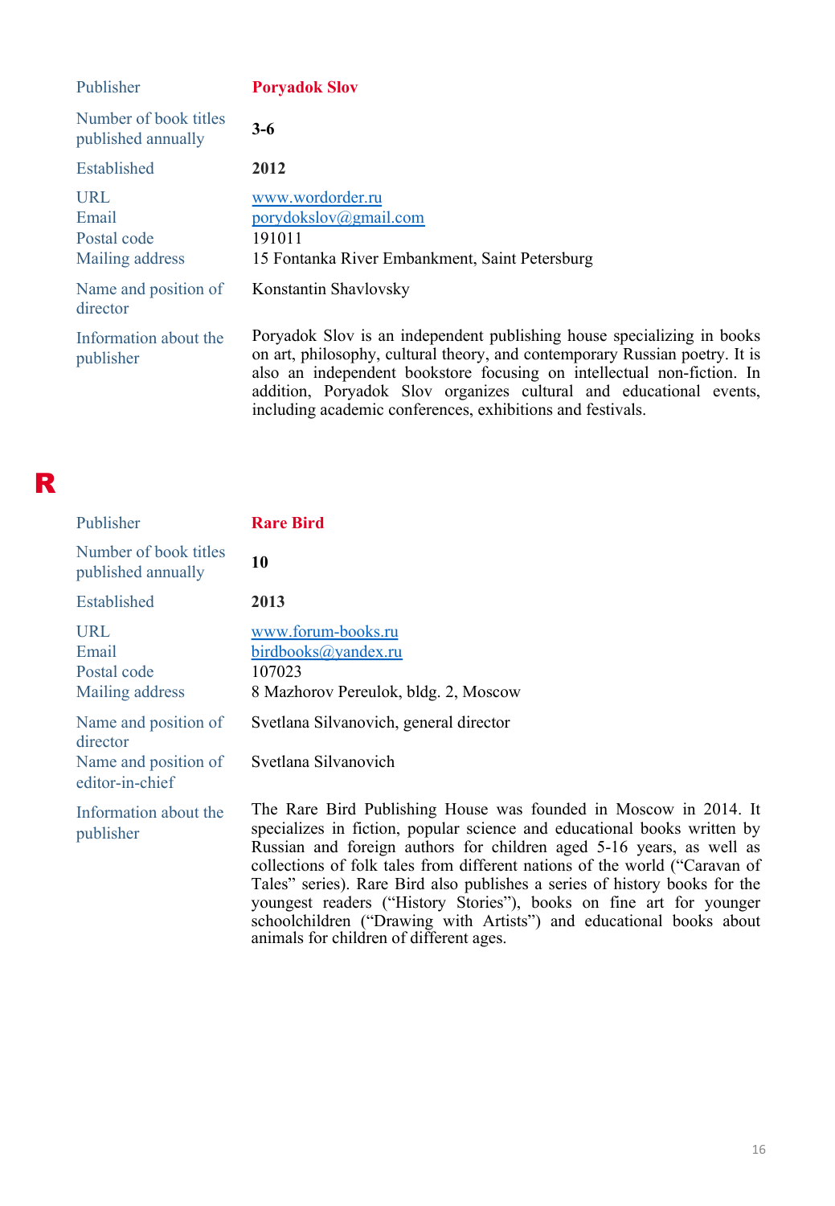| | |
|---|---|
| Publisher | **Poryadok Slov** |
| Number of book titles published annually | **3-6** |
| Established | **2012** |
| URL | www.wordorder.ru |
| Email | porydokslov@gmail.com |
| Postal code | 191011 |
| Mailing address | 15 Fontanka River Embankment, Saint Petersburg |
| Name and position of director | Konstantin Shavlovsky |
| Information about the publisher | Poryadok Slov is an independent publishing house specializing in books on art, philosophy, cultural theory, and contemporary Russian poetry. It is also an independent bookstore focusing on intellectual non-fiction. In addition, Poryadok Slov organizes cultural and educational events, including academic conferences, exhibitions and festivals. |

# R

| | |
|---|---|
| Publisher | **Rare Bird** |
| Number of book titles published annually | **10** |
| Established | **2013** |
| URL | www.forum-books.ru |
| Email | birdbooks@yandex.ru |
| Postal code | 107023 |
| Mailing address | 8 Mazhorov Pereulok, bldg. 2, Moscow |
| Name and position of director | Svetlana Silvanovich, general director |
| Name and position of editor-in-chief | Svetlana Silvanovich |
| Information about the publisher | The Rare Bird Publishing House was founded in Moscow in 2014. It specializes in fiction, popular science and educational books written by Russian and foreign authors for children aged 5-16 years, as well as collections of folk tales from different nations of the world ("Caravan of Tales" series). Rare Bird also publishes a series of history books for the youngest readers ("History Stories"), books on fine art for younger schoolchildren ("Drawing with Artists") and educational books about animals for children of different ages. |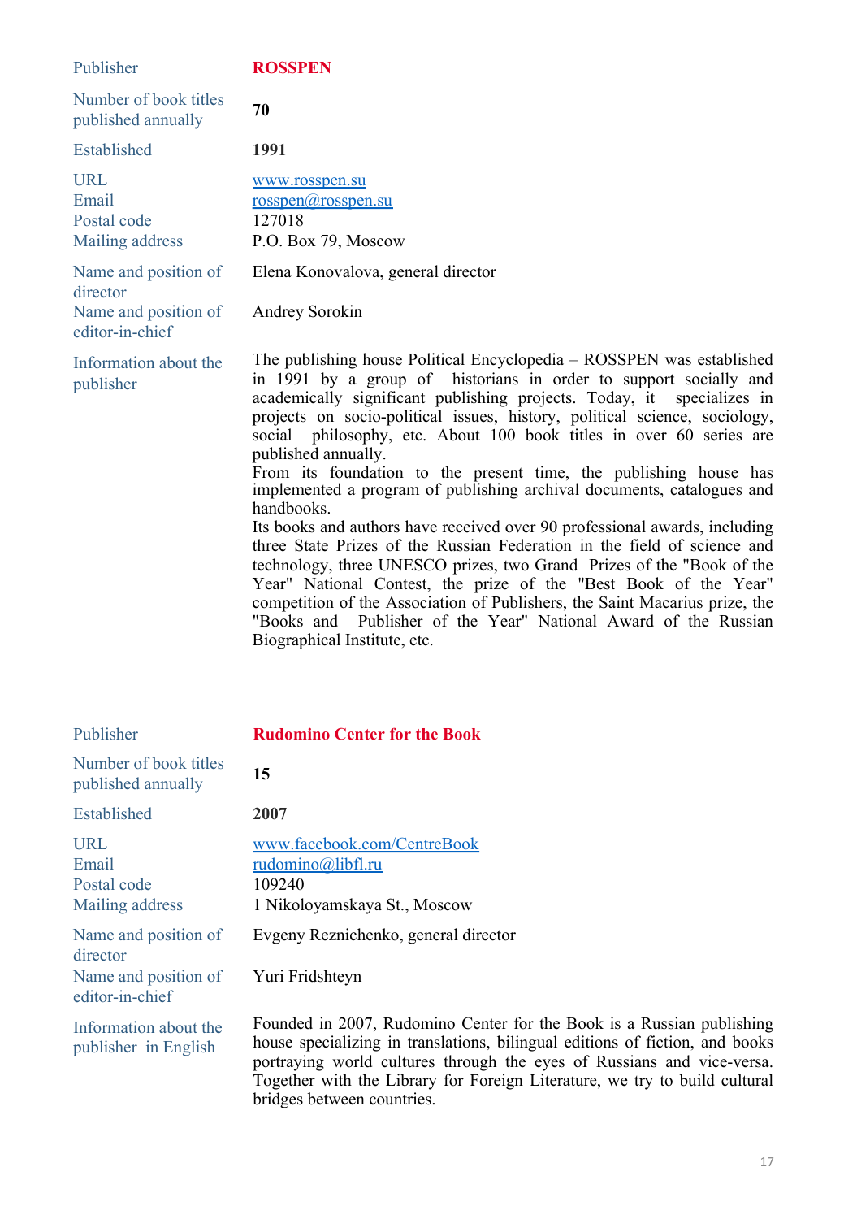| | |
|---|---|
| Publisher | **ROSSPEN** |
| Number of book titles published annually | **70** |
| Established | **1991** |
| URL<br>Email<br>Postal code<br>Mailing address | www.rosspen.su<br>rosspen@rosspen.su<br>127018<br>P.O. Box 79, Moscow |
| Name and position of director<br>Name and position of editor-in-chief | Elena Konovalova, general director<br>Andrey Sorokin |
| Information about the publisher | The publishing house Political Encyclopedia – ROSSPEN was established in 1991 by a group of historians in order to support socially and academically significant publishing projects. Today, it specializes in projects on socio-political issues, history, political science, sociology, social philosophy, etc. About 100 book titles in over 60 series are published annually.<br>From its foundation to the present time, the publishing house has implemented a program of publishing archival documents, catalogues and handbooks.<br>Its books and authors have received over 90 professional awards, including three State Prizes of the Russian Federation in the field of science and technology, three UNESCO prizes, two Grand Prizes of the "Book of the Year" National Contest, the prize of the "Best Book of the Year" competition of the Association of Publishers, the Saint Macarius prize, the "Books and Publisher of the Year" National Award of the Russian Biographical Institute, etc. |

| | |
|---|---|
| Publisher | **Rudomino Center for the Book** |
| Number of book titles published annually | **15** |
| Established | **2007** |
| URL<br>Email<br>Postal code<br>Mailing address | www.facebook.com/CentreBook<br>rudomino@libfl.ru<br>109240<br>1 Nikoloyamskaya St., Moscow |
| Name and position of director<br>Name and position of editor-in-chief | Evgeny Reznichenko, general director<br>Yuri Fridshteyn |
| Information about the publisher in English | Founded in 2007, Rudomino Center for the Book is a Russian publishing house specializing in translations, bilingual editions of fiction, and books portraying world cultures through the eyes of Russians and vice-versa. Together with the Library for Foreign Literature, we try to build cultural bridges between countries. |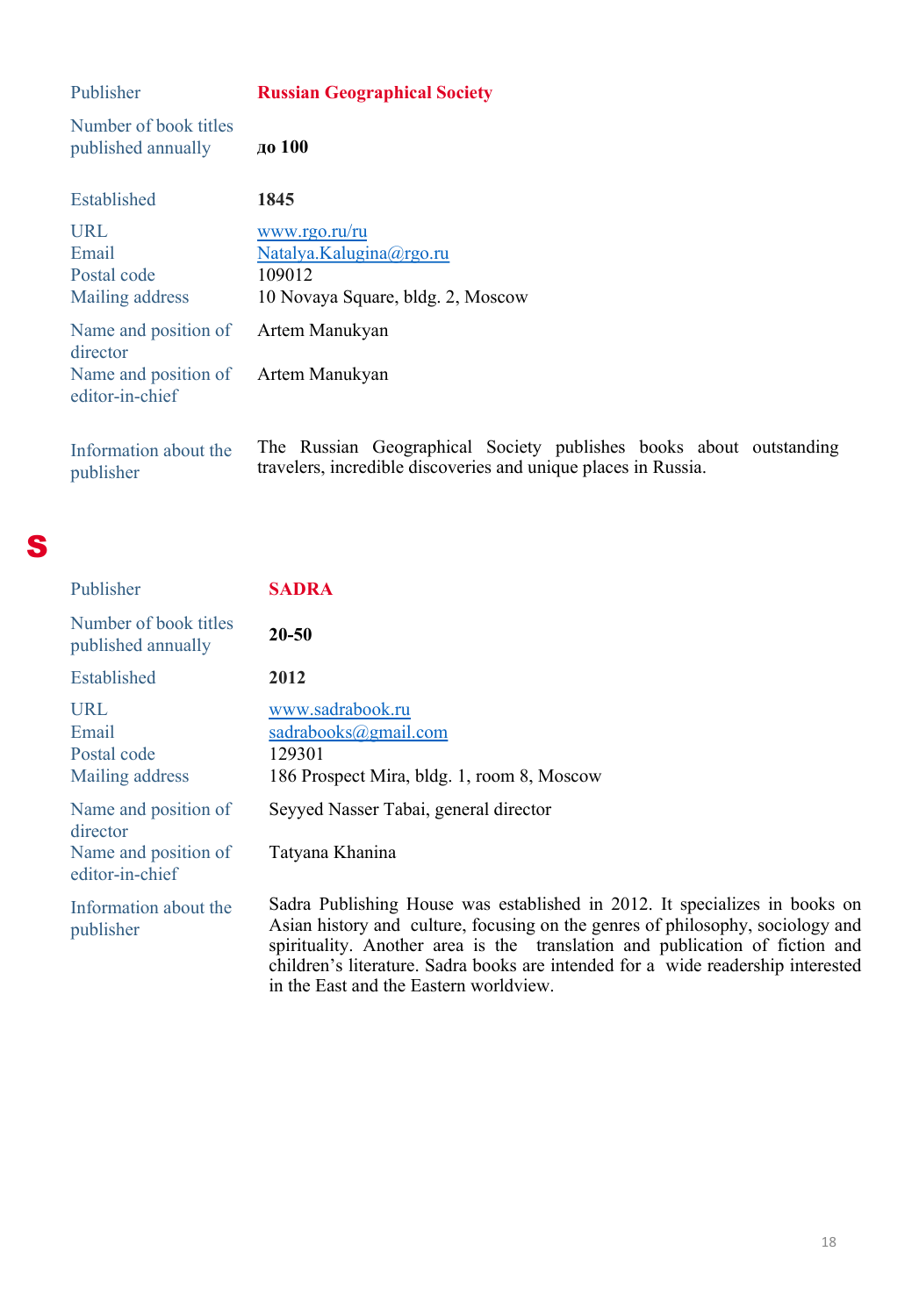| | |
|---|---|
| Publisher | **Russian Geographical Society** |
| Number of book titles published annually | **до 100** |
| Established | **1845** |
| URL | www.rgo.ru/ru |
| Email | Natalya.Kalugina@rgo.ru |
| Postal code | 109012 |
| Mailing address | 10 Novaya Square, bldg. 2, Moscow |
| Name and position of director | Artem Manukyan |
| Name and position of editor-in-chief | Artem Manukyan |
| Information about the publisher | The Russian Geographical Society publishes books about outstanding travelers, incredible discoveries and unique places in Russia. |

# S

| | |
|---|---|
| Publisher | **SADRA** |
| Number of book titles published annually | **20-50** |
| Established | **2012** |
| URL | www.sadrabook.ru |
| Email | sadrabooks@gmail.com |
| Postal code | 129301 |
| Mailing address | 186 Prospect Mira, bldg. 1, room 8, Moscow |
| Name and position of director | Seyyed Nasser Tabai, general director |
| Name and position of editor-in-chief | Tatyana Khanina |
| Information about the publisher | Sadra Publishing House was established in 2012. It specializes in books on Asian history and culture, focusing on the genres of philosophy, sociology and spirituality. Another area is the translation and publication of fiction and children's literature. Sadra books are intended for a wide readership interested in the East and the Eastern worldview. |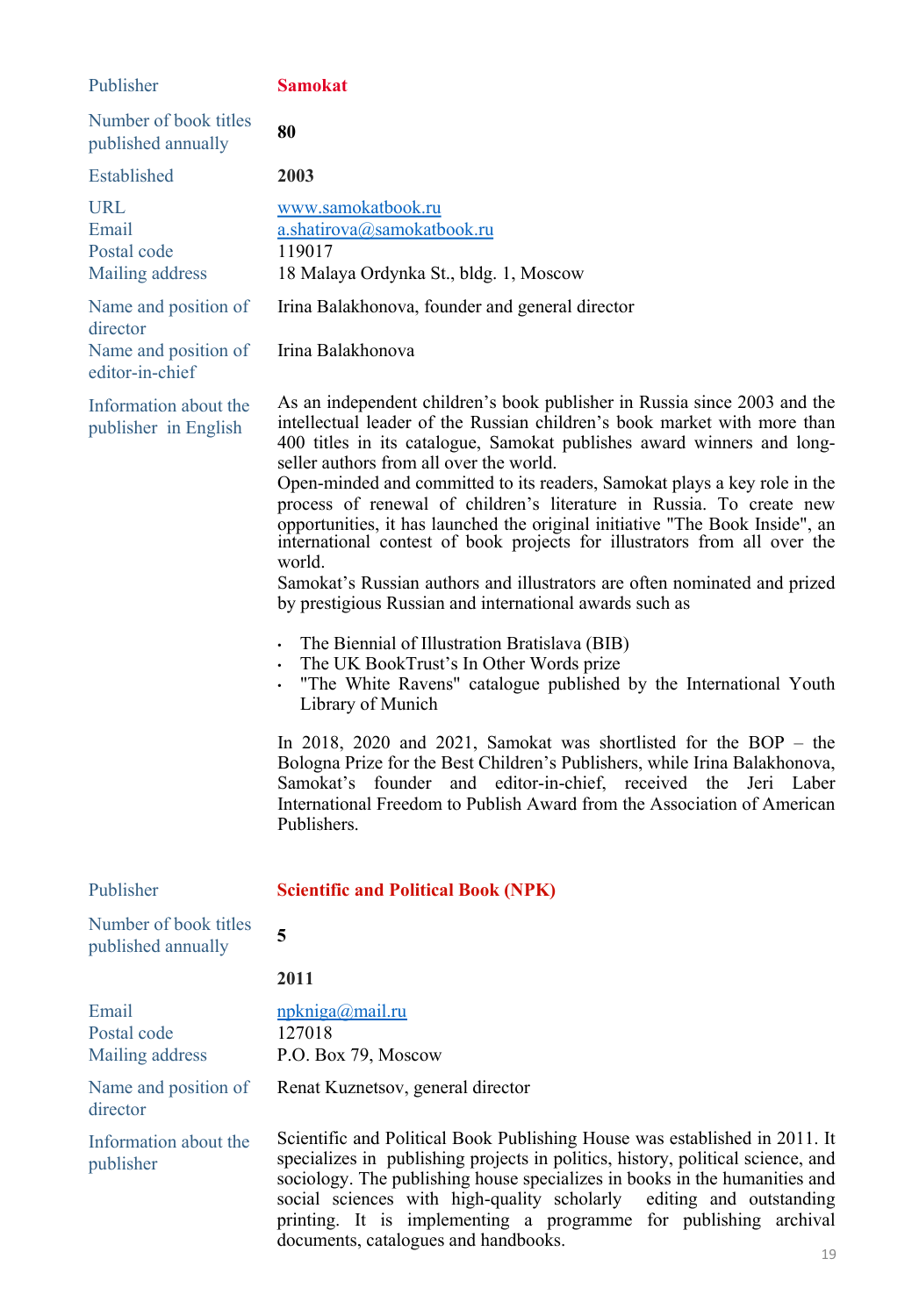| | |
|---|---|
| Publisher | **Samokat** |
| Number of book titles published annually | **80** |
| Established | **2003** |
| URL | www.samokatbook.ru |
| Email | a.shatirova@samokatbook.ru |
| Postal code | 119017 |
| Mailing address | 18 Malaya Ordynka St., bldg. 1, Moscow |
| Name and position of director | Irina Balakhonova, founder and general director |
| Name and position of editor-in-chief | Irina Balakhonova |

**Information about the publisher in English**

As an independent children's book publisher in Russia since 2003 and the intellectual leader of the Russian children's book market with more than 400 titles in its catalogue, Samokat publishes award winners and long-seller authors from all over the world.

Open-minded and committed to its readers, Samokat plays a key role in the process of renewal of children's literature in Russia. To create new opportunities, it has launched the original initiative "The Book Inside", an international contest of book projects for illustrators from all over the world.

Samokat's Russian authors and illustrators are often nominated and prized by prestigious Russian and international awards such as

- The Biennial of Illustration Bratislava (BIB)
- The UK BookTrust's In Other Words prize
- "The White Ravens" catalogue published by the International Youth Library of Munich

In 2018, 2020 and 2021, Samokat was shortlisted for the BOP – the Bologna Prize for the Best Children's Publishers, while Irina Balakhonova, Samokat's founder and editor-in-chief, received the Jeri Laber International Freedom to Publish Award from the Association of American Publishers.

| | |
|---|---|
| Publisher | **Scientific and Political Book (NPK)** |
| Number of book titles published annually | **5** |
| | **2011** |
| Email | npkniga@mail.ru |
| Postal code | 127018 |
| Mailing address | P.O. Box 79, Moscow |
| Name and position of director | Renat Kuznetsov, general director |

**Information about the publisher**

Scientific and Political Book Publishing House was established in 2011. It specializes in publishing projects in politics, history, political science, and sociology. The publishing house specializes in books in the humanities and social sciences with high-quality scholarly editing and outstanding printing. It is implementing a programme for publishing archival documents, catalogues and handbooks.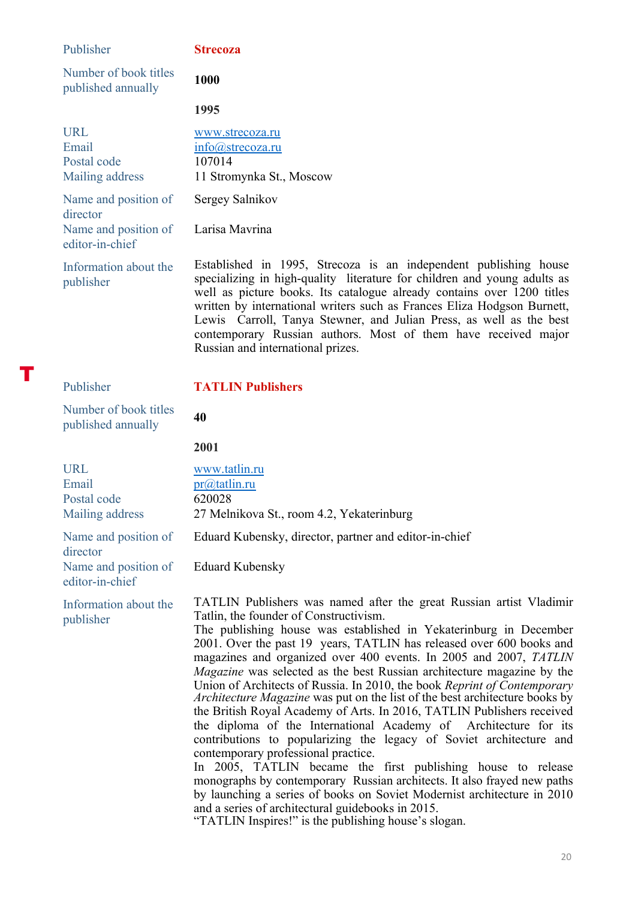| | |
|---|---|
| Publisher | **Strecoza** |
| Number of book titles published annually | **1000** |
| | **1995** |
| URL | www.strecoza.ru |
| Email | info@strecoza.ru |
| Postal code | 107014 |
| Mailing address | 11 Stromynka St., Moscow |
| Name and position of director | Sergey Salnikov |
| Name and position of editor-in-chief | Larisa Mavrina |
| Information about the publisher | Established in 1995, Strecoza is an independent publishing house specializing in high-quality literature for children and young adults as well as picture books. Its catalogue already contains over 1200 titles written by international writers such as Frances Eliza Hodgson Burnett, Lewis Carroll, Tanya Stewner, and Julian Press, as well as the best contemporary Russian authors. Most of them have received major Russian and international prizes. |

## T

| | |
|---|---|
| Publisher | **TATLIN Publishers** |
| Number of book titles published annually | **40** |
| | **2001** |
| URL | www.tatlin.ru |
| Email | pr@tatlin.ru |
| Postal code | 620028 |
| Mailing address | 27 Melnikova St., room 4.2, Yekaterinburg |
| Name and position of director | Eduard Kubensky, director, partner and editor-in-chief |
| Name and position of editor-in-chief | Eduard Kubensky |
| Information about the publisher | TATLIN Publishers was named after the great Russian artist Vladimir Tatlin, the founder of Constructivism.<br>The publishing house was established in Yekaterinburg in December 2001. Over the past 19 years, TATLIN has released over 600 books and magazines and organized over 400 events. In 2005 and 2007, *TATLIN Magazine* was selected as the best Russian architecture magazine by the Union of Architects of Russia. In 2010, the book *Reprint of Contemporary Architecture Magazine* was put on the list of the best architecture books by the British Royal Academy of Arts. In 2016, TATLIN Publishers received the diploma of the International Academy of Architecture for its contributions to popularizing the legacy of Soviet architecture and contemporary professional practice.<br>In 2005, TATLIN became the first publishing house to release monographs by contemporary Russian architects. It also frayed new paths by launching a series of books on Soviet Modernist architecture in 2010 and a series of architectural guidebooks in 2015.<br>“TATLIN Inspires!” is the publishing house’s slogan. |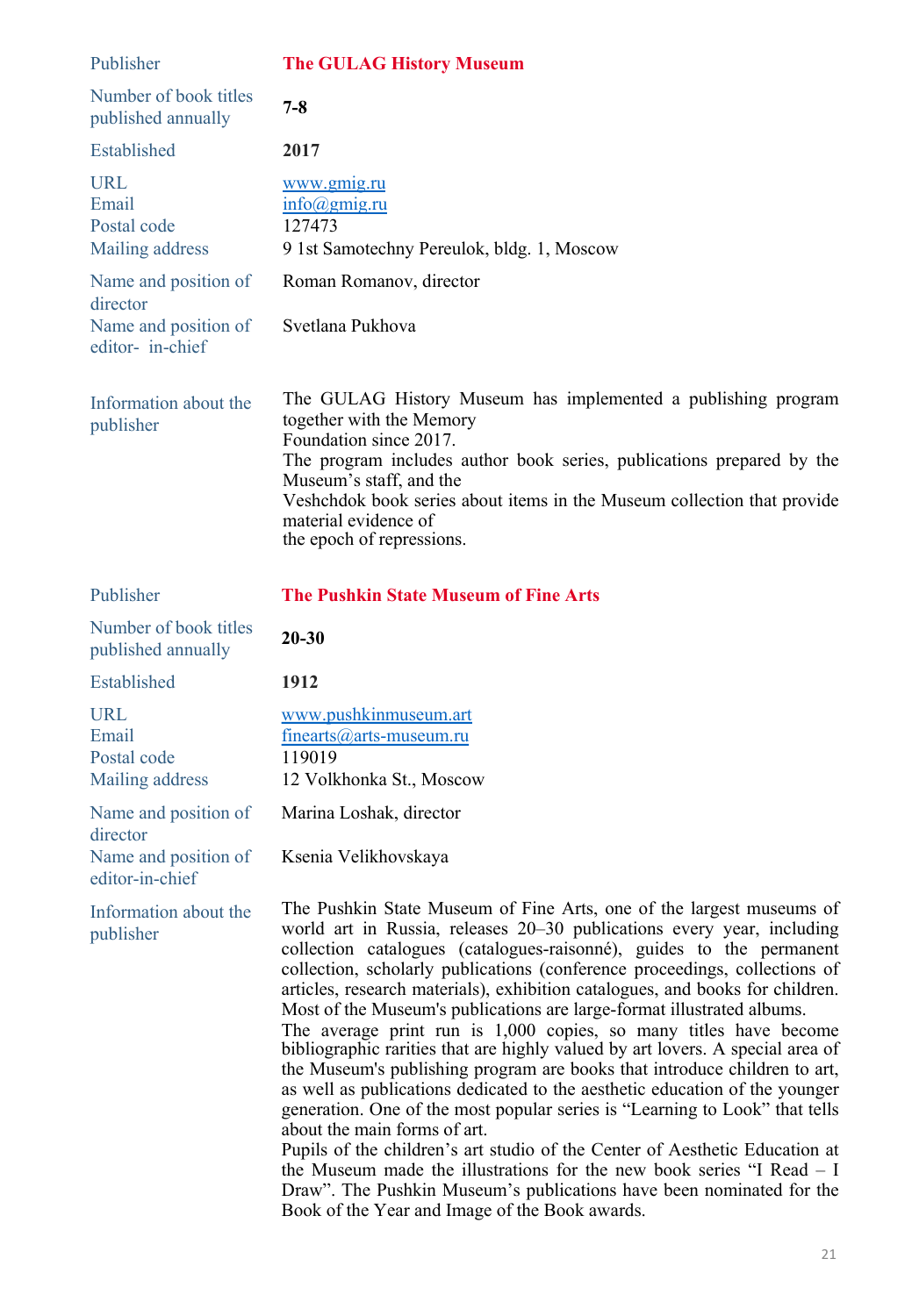| | |
|---|---|
| Publisher | **The GULAG History Museum** |
| Number of book titles published annually | **7-8** |
| Established | **2017** |
| URL<br>Email<br>Postal code<br>Mailing address | www.gmig.ru<br>info@gmig.ru<br>127473<br>9 1st Samotechny Pereulok, bldg. 1, Moscow |
| Name and position of director | Roman Romanov, director |
| Name and position of editor- in-chief | Svetlana Pukhova |
| Information about the publisher | The GULAG History Museum has implemented a publishing program together with the Memory Foundation since 2017.<br>The program includes author book series, publications prepared by the Museum's staff, and the Veshchdok book series about items in the Museum collection that provide material evidence of the epoch of repressions. |

| | |
|---|---|
| Publisher | **The Pushkin State Museum of Fine Arts** |
| Number of book titles published annually | **20-30** |
| Established | **1912** |
| URL<br>Email<br>Postal code<br>Mailing address | www.pushkinmuseum.art<br>finearts@arts-museum.ru<br>119019<br>12 Volkhonka St., Moscow |
| Name and position of director | Marina Loshak, director |
| Name and position of editor-in-chief | Ksenia Velikhovskaya |
| Information about the publisher | The Pushkin State Museum of Fine Arts, one of the largest museums of world art in Russia, releases 20–30 publications every year, including collection catalogues (catalogues-raisonné), guides to the permanent collection, scholarly publications (conference proceedings, collections of articles, research materials), exhibition catalogues, and books for children. Most of the Museum's publications are large-format illustrated albums.<br>The average print run is 1,000 copies, so many titles have become bibliographic rarities that are highly valued by art lovers. A special area of the Museum's publishing program are books that introduce children to art, as well as publications dedicated to the aesthetic education of the younger generation. One of the most popular series is "Learning to Look" that tells about the main forms of art.<br>Pupils of the children's art studio of the Center of Aesthetic Education at the Museum made the illustrations for the new book series "I Read – I Draw". The Pushkin Museum's publications have been nominated for the Book of the Year and Image of the Book awards. |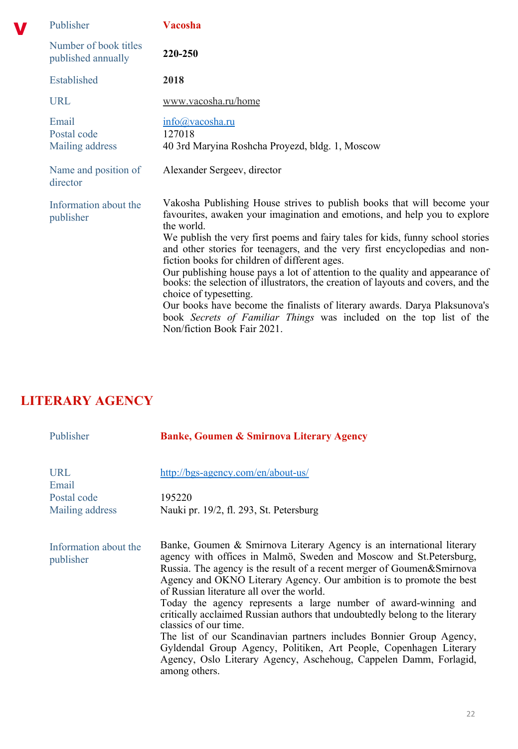**V**

| Publisher | **Vacosha** |
|---|---|
| Number of book titles published annually | **220-250** |
| Established | **2018** |
| URL | www.vacosha.ru/home |
| Email | info@vacosha.ru |
| Postal code | 127018 |
| Mailing address | 40 3rd Maryina Roshcha Proyezd, bldg. 1, Moscow |
| Name and position of director | Alexander Sergeev, director |
| Information about the publisher | Vakosha Publishing House strives to publish books that will become your favourites, awaken your imagination and emotions, and help you to explore the world. We publish the very first poems and fairy tales for kids, funny school stories and other stories for teenagers, and the very first encyclopedias and non-fiction books for children of different ages. Our publishing house pays a lot of attention to the quality and appearance of books: the selection of illustrators, the creation of layouts and covers, and the choice of typesetting. Our books have become the finalists of literary awards. Darya Plaksunova's book *Secrets of Familiar Things* was included on the top list of the Non/fiction Book Fair 2021. |

## LITERARY AGENCY

| Publisher | **Banke, Goumen & Smirnova Literary Agency** |
|---|---|
| URL | http://bgs-agency.com/en/about-us/ |
| Email | |
| Postal code | 195220 |
| Mailing address | Nauki pr. 19/2, fl. 293, St. Petersburg |
| Information about the publisher | Banke, Goumen & Smirnova Literary Agency is an international literary agency with offices in Malmö, Sweden and Moscow and St.Petersburg, Russia. The agency is the result of a recent merger of Goumen&Smirnova Agency and OKNO Literary Agency. Our ambition is to promote the best of Russian literature all over the world. Today the agency represents a large number of award-winning and critically acclaimed Russian authors that undoubtedly belong to the literary classics of our time. The list of our Scandinavian partners includes Bonnier Group Agency, Gyldendal Group Agency, Politiken, Art People, Copenhagen Literary Agency, Oslo Literary Agency, Aschehoug, Cappelen Damm, Forlagid, among others. |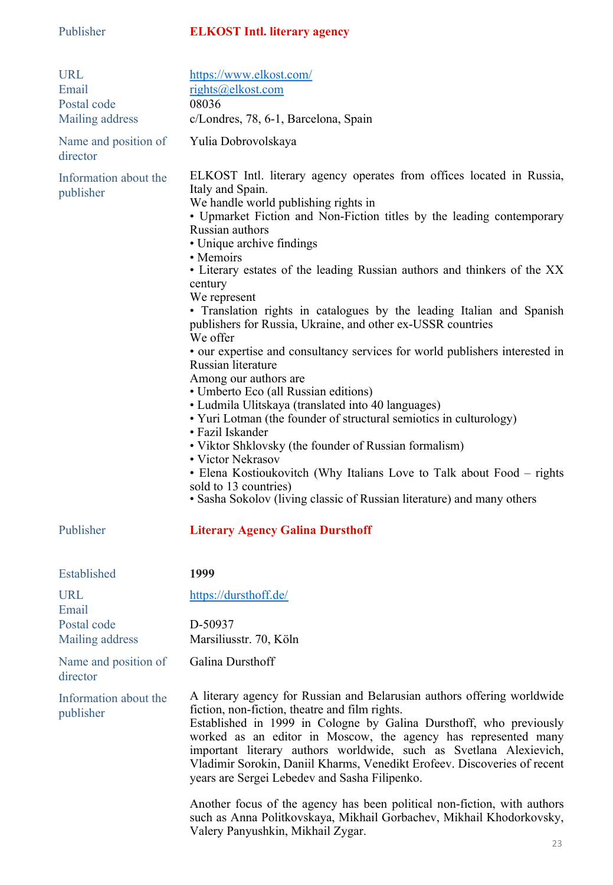| | |
|---|---|
| Publisher | **ELKOST Intl. literary agency** |
| URL | https://www.elkost.com/ |
| Email | rights@elkost.com |
| Postal code | 08036 |
| Mailing address | c/Londres, 78, 6-1, Barcelona, Spain |
| Name and position of director | Yulia Dobrovolskaya |
| Information about the publisher | ELKOST Intl. literary agency operates from offices located in Russia, Italy and Spain.<br>We handle world publishing rights in<br>• Upmarket Fiction and Non-Fiction titles by the leading contemporary Russian authors<br>• Unique archive findings<br>• Memoirs<br>• Literary estates of the leading Russian authors and thinkers of the XX century<br>We represent<br>• Translation rights in catalogues by the leading Italian and Spanish publishers for Russia, Ukraine, and other ex-USSR countries<br>We offer<br>• our expertise and consultancy services for world publishers interested in Russian literature<br>Among our authors are<br>• Umberto Eco (all Russian editions)<br>• Ludmila Ulitskaya (translated into 40 languages)<br>• Yuri Lotman (the founder of structural semiotics in culturology)<br>• Fazil Iskander<br>• Viktor Shklovsky (the founder of Russian formalism)<br>• Victor Nekrasov<br>• Elena Kostioukovitch (Why Italians Love to Talk about Food – rights sold to 13 countries)<br>• Sasha Sokolov (living classic of Russian literature) and many others |

| | |
|---|---|
| Publisher | **Literary Agency Galina Dursthoff** |
| Established | **1999** |
| URL | https://dursthoff.de/ |
| Email | |
| Postal code | D-50937 |
| Mailing address | Marsiliusstr. 70, Köln |
| Name and position of director | Galina Dursthoff |
| Information about the publisher | A literary agency for Russian and Belarusian authors offering worldwide fiction, non-fiction, theatre and film rights.<br>Established in 1999 in Cologne by Galina Dursthoff, who previously worked as an editor in Moscow, the agency has represented many important literary authors worldwide, such as Svetlana Alexievich, Vladimir Sorokin, Daniil Kharms, Venedikt Erofeev. Discoveries of recent years are Sergei Lebedev and Sasha Filipenko.<br><br>Another focus of the agency has been political non-fiction, with authors such as Anna Politkovskaya, Mikhail Gorbachev, Mikhail Khodorkovsky, Valery Panyushkin, Mikhail Zygar. |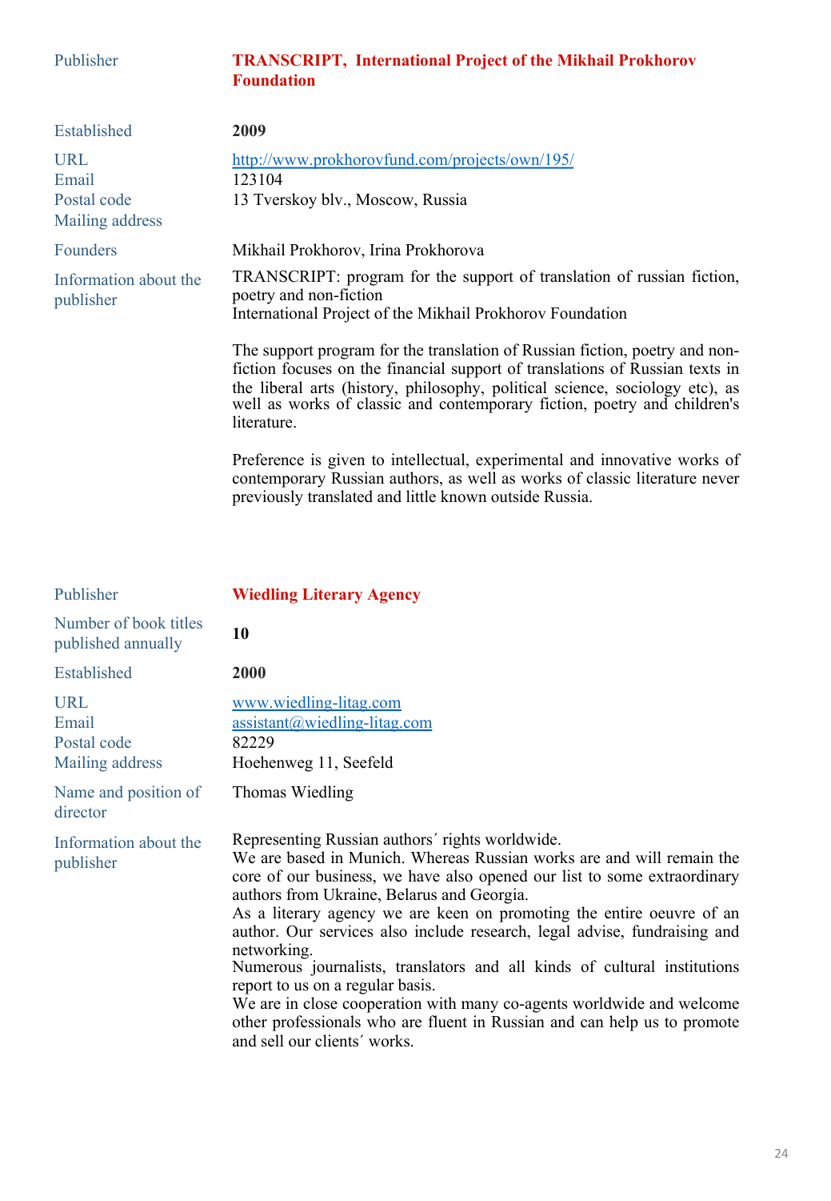| | |
|---|---|
| Publisher | **TRANSCRIPT, International Project of the Mikhail Prokhorov Foundation** |
| Established | **2009** |
| URL | http://www.prokhorovfund.com/projects/own/195/ |
| Email | |
| Postal code | 123104 |
| Mailing address | 13 Tverskoy blv., Moscow, Russia |
| Founders | Mikhail Prokhorov, Irina Prokhorova |
| Information about the publisher | TRANSCRIPT: program for the support of translation of russian fiction, poetry and non-fiction<br>International Project of the Mikhail Prokhorov Foundation<br><br>The support program for the translation of Russian fiction, poetry and non-fiction focuses on the financial support of translations of Russian texts in the liberal arts (history, philosophy, political science, sociology etc), as well as works of classic and contemporary fiction, poetry and children's literature.<br><br>Preference is given to intellectual, experimental and innovative works of contemporary Russian authors, as well as works of classic literature never previously translated and little known outside Russia. |

| | |
|---|---|
| Publisher | **Wiedling Literary Agency** |
| Number of book titles published annually | **10** |
| Established | **2000** |
| URL | www.wiedling-litag.com |
| Email | assistant@wiedling-litag.com |
| Postal code | 82229 |
| Mailing address | Hoehenweg 11, Seefeld |
| Name and position of director | Thomas Wiedling |
| Information about the publisher | Representing Russian authors´ rights worldwide.<br>We are based in Munich. Whereas Russian works are and will remain the core of our business, we have also opened our list to some extraordinary authors from Ukraine, Belarus and Georgia.<br>As a literary agency we are keen on promoting the entire oeuvre of an author. Our services also include research, legal advise, fundraising and networking.<br>Numerous journalists, translators and all kinds of cultural institutions report to us on a regular basis.<br>We are in close cooperation with many co-agents worldwide and welcome other professionals who are fluent in Russian and can help us to promote and sell our clients´ works. |